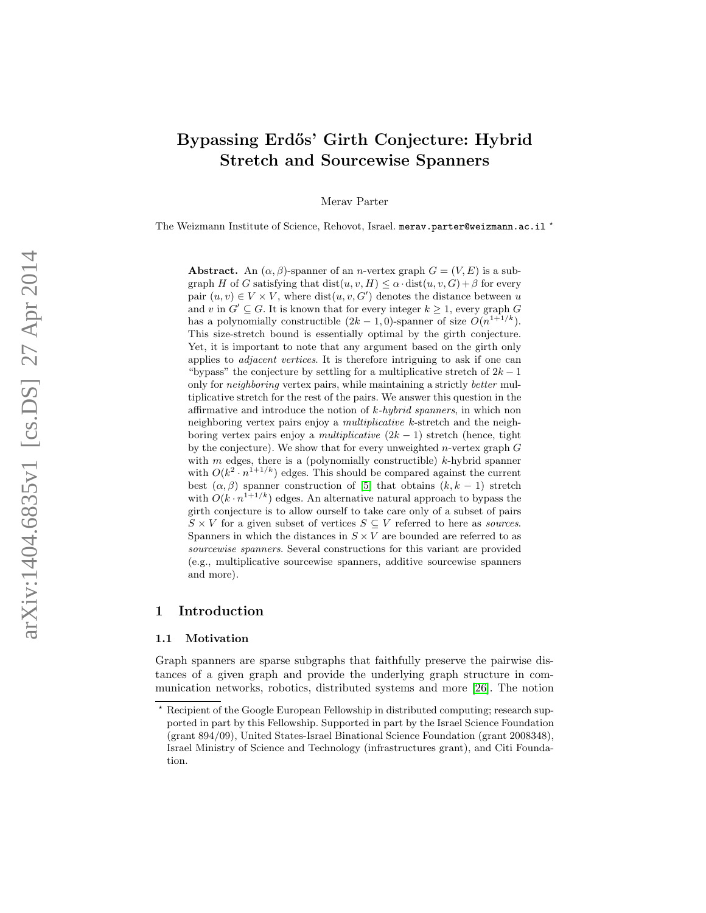# Bypassing Erdős' Girth Conjecture: Hybrid Stretch and Sourcewise Spanners

Merav Parter

The Weizmann Institute of Science, Rehovot, Israel. merav.parter@weizmann.ac.il [*]

**Abstract.** An $(\alpha, \beta)$-spanner of an $n$-vertex graph $G = (V, E)$ is a subgraph $H$ of $G$ satisfying that $\text{dist}(u, v, H) \leq \alpha \cdot \text{dist}(u, v, G) + \beta$ for every pair $(u, v) \in V \times V$, where $\text{dist}(u, v, G')$ denotes the distance between $u$ and $v$ in $G' \subseteq G$. It is known that for every integer $k \geq 1$, every graph $G$ has a polynomially constructible $(2k-1, 0)$-spanner of size $O(n^{1+1/k})$. This size-stretch bound is essentially optimal by the girth conjecture. Yet, it is important to note that any argument based on the girth only applies to *adjacent vertices*. It is therefore intriguing to ask if one can "bypass" the conjecture by settling for a multiplicative stretch of $2k-1$ only for *neighboring* vertex pairs, while maintaining a strictly *better* multiplicative stretch for the rest of the pairs. We answer this question in the affirmative and introduce the notion of *k-hybrid spanners*, in which non neighboring vertex pairs enjoy a *multiplicative* $k$-stretch and the neighboring vertex pairs enjoy a *multiplicative* $(2k-1)$ stretch (hence, tight by the conjecture). We show that for every unweighted $n$-vertex graph $G$ with $m$ edges, there is a (polynomially constructible) $k$-hybrid spanner with $O(k^2 \cdot n^{1+1/k})$ edges. This should be compared against the current best $(\alpha, \beta)$ spanner construction of [5] that obtains $(k, k-1)$ stretch with $O(k \cdot n^{1+1/k})$ edges. An alternative natural approach to bypass the girth conjecture is to allow ourself to take care only of a subset of pairs $S \times V$ for a given subset of vertices $S \subseteq V$ referred to here as *sources*. Spanners in which the distances in $S \times V$ are bounded are referred to as *sourcewise spanners*. Several constructions for this variant are provided (e.g., multiplicative sourcewise spanners, additive sourcewise spanners and more).

## 1 Introduction

### 1.1 Motivation

Graph spanners are sparse subgraphs that faithfully preserve the pairwise distances of a given graph and provide the underlying graph structure in communication networks, robotics, distributed systems and more [26]. The notion

[*] Recipient of the Google European Fellowship in distributed computing; research supported in part by this Fellowship. Supported in part by the Israel Science Foundation (grant 894/09), United States-Israel Binational Science Foundation (grant 2008348), Israel Ministry of Science and Technology (infrastructures grant), and Citi Foundation.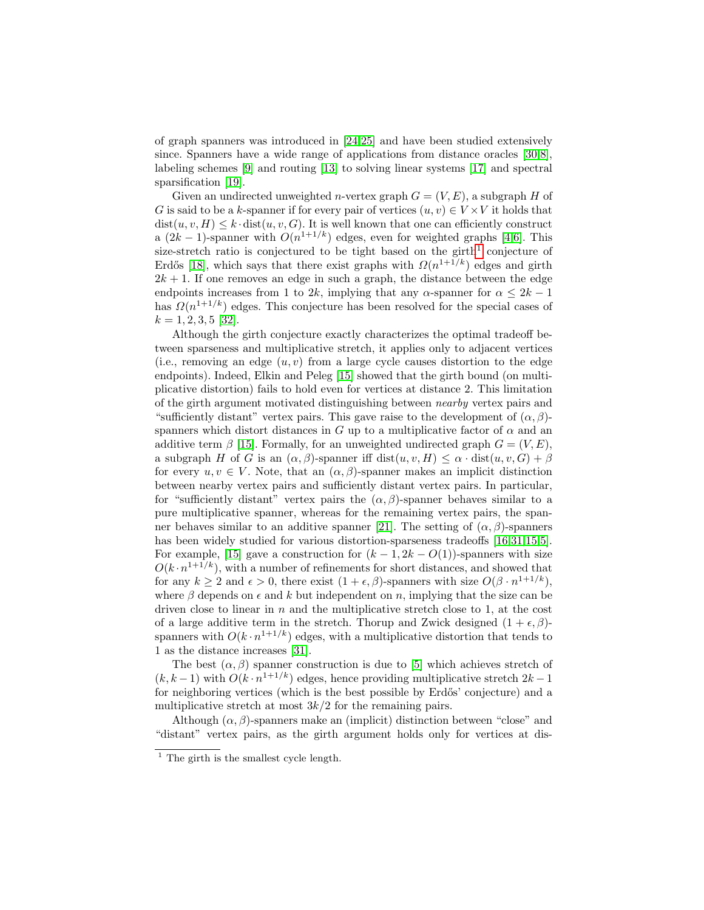of graph spanners was introduced in [24,25] and have been studied extensively since. Spanners have a wide range of applications from distance oracles [30,8], labeling schemes [9] and routing [13] to solving linear systems [17] and spectral sparsification [19].

Given an undirected unweighted $n$-vertex graph $G = (V, E)$, a subgraph $H$ of $G$ is said to be a $k$-spanner if for every pair of vertices $(u, v) \in V \times V$ it holds that $\text{dist}(u, v, H) \leq k \cdot \text{dist}(u, v, G)$. It is well known that one can efficiently construct a $(2k-1)$-spanner with $O(n^{1+1/k})$ edges, even for weighted graphs [4,6]. This size-stretch ratio is conjectured to be tight based on the girth[1] conjecture of Erdős [18], which says that there exist graphs with $\Omega(n^{1+1/k})$ edges and girth $2k+1$. If one removes an edge in such a graph, the distance between the edge endpoints increases from 1 to $2k$, implying that any $\alpha$-spanner for $\alpha \leq 2k-1$ has $\Omega(n^{1+1/k})$ edges. This conjecture has been resolved for the special cases of $k = 1, 2, 3, 5$ [32].

Although the girth conjecture exactly characterizes the optimal tradeoff between sparseness and multiplicative stretch, it applies only to adjacent vertices (i.e., removing an edge $(u, v)$ from a large cycle causes distortion to the edge endpoints). Indeed, Elkin and Peleg [15] showed that the girth bound (on multiplicative distortion) fails to hold even for vertices at distance 2. This limitation of the girth argument motivated distinguishing between *nearby* vertex pairs and "sufficiently distant" vertex pairs. This gave raise to the development of $(\alpha, \beta)$-spanners which distort distances in $G$ up to a multiplicative factor of $\alpha$ and an additive term $\beta$ [15]. Formally, for an unweighted undirected graph $G = (V, E)$, a subgraph $H$ of $G$ is an $(\alpha, \beta)$-spanner iff $\text{dist}(u, v, H) \leq \alpha \cdot \text{dist}(u, v, G) + \beta$ for every $u, v \in V$. Note, that an $(\alpha, \beta)$-spanner makes an implicit distinction between nearby vertex pairs and sufficiently distant vertex pairs. In particular, for "sufficiently distant" vertex pairs the $(\alpha, \beta)$-spanner behaves similar to a pure multiplicative spanner, whereas for the remaining vertex pairs, the spanner behaves similar to an additive spanner [21]. The setting of $(\alpha, \beta)$-spanners has been widely studied for various distortion-sparseness tradeoffs [16,31,15,5]. For example, [15] gave a construction for $(k-1, 2k-O(1))$-spanners with size $O(k \cdot n^{1+1/k})$, with a number of refinements for short distances, and showed that for any $k \geq 2$ and $\epsilon > 0$, there exist $(1+\epsilon, \beta)$-spanners with size $O(\beta \cdot n^{1+1/k})$, where $\beta$ depends on $\epsilon$ and $k$ but independent on $n$, implying that the size can be driven close to linear in $n$ and the multiplicative stretch close to 1, at the cost of a large additive term in the stretch. Thorup and Zwick designed $(1+\epsilon, \beta)$-spanners with $O(k \cdot n^{1+1/k})$ edges, with a multiplicative distortion that tends to 1 as the distance increases [31].

The best $(\alpha, \beta)$ spanner construction is due to [5] which achieves stretch of $(k, k-1)$ with $O(k \cdot n^{1+1/k})$ edges, hence providing multiplicative stretch $2k-1$ for neighboring vertices (which is the best possible by Erdős' conjecture) and a multiplicative stretch at most $3k/2$ for the remaining pairs.

Although $(\alpha, \beta)$-spanners make an (implicit) distinction between "close" and "distant" vertex pairs, as the girth argument holds only for vertices at dis-

[1] The girth is the smallest cycle length.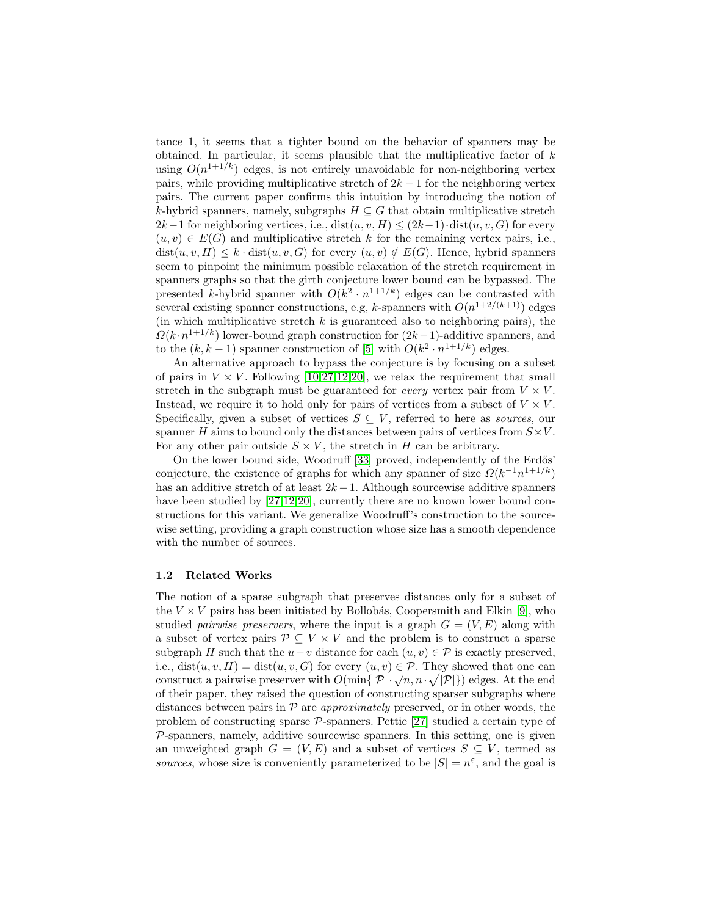tance 1, it seems that a tighter bound on the behavior of spanners may be obtained. In particular, it seems plausible that the multiplicative factor of $k$ using $O(n^{1+1/k})$ edges, is not entirely unavoidable for non-neighboring vertex pairs, while providing multiplicative stretch of $2k-1$ for the neighboring vertex pairs. The current paper confirms this intuition by introducing the notion of $k$-hybrid spanners, namely, subgraphs $H \subseteq G$ that obtain multiplicative stretch $2k-1$ for neighboring vertices, i.e., $\mathrm{dist}(u, v, H) \leq (2k-1) \cdot \mathrm{dist}(u, v, G)$ for every $(u, v) \in E(G)$ and multiplicative stretch $k$ for the remaining vertex pairs, i.e., $\mathrm{dist}(u, v, H) \leq k \cdot \mathrm{dist}(u, v, G)$ for every $(u, v) \notin E(G)$. Hence, hybrid spanners seem to pinpoint the minimum possible relaxation of the stretch requirement in spanners graphs so that the girth conjecture lower bound can be bypassed. The presented $k$-hybrid spanner with $O(k^2 \cdot n^{1+1/k})$ edges can be contrasted with several existing spanner constructions, e.g, $k$-spanners with $O(n^{1+2/(k+1)})$ edges (in which multiplicative stretch $k$ is guaranteed also to neighboring pairs), the $\Omega(k \cdot n^{1+1/k})$ lower-bound graph construction for $(2k-1)$-additive spanners, and to the $(k, k-1)$ spanner construction of [5] with $O(k^2 \cdot n^{1+1/k})$ edges.

An alternative approach to bypass the conjecture is by focusing on a subset of pairs in $V \times V$. Following [10,27,12,20], we relax the requirement that small stretch in the subgraph must be guaranteed for *every* vertex pair from $V \times V$. Instead, we require it to hold only for pairs of vertices from a subset of $V \times V$. Specifically, given a subset of vertices $S \subseteq V$, referred to here as *sources*, our spanner $H$ aims to bound only the distances between pairs of vertices from $S \times V$. For any other pair outside $S \times V$, the stretch in $H$ can be arbitrary.

On the lower bound side, Woodruff [33] proved, independently of the Erdős' conjecture, the existence of graphs for which any spanner of size $\Omega(k^{-1} n^{1+1/k})$ has an additive stretch of at least $2k-1$. Although sourcewise additive spanners have been studied by [27,12,20], currently there are no known lower bound constructions for this variant. We generalize Woodruff's construction to the sourcewise setting, providing a graph construction whose size has a smooth dependence with the number of sources.

### 1.2 Related Works

The notion of a sparse subgraph that preserves distances only for a subset of the $V \times V$ pairs has been initiated by Bollobás, Coopersmith and Elkin [9], who studied *pairwise preservers*, where the input is a graph $G = (V, E)$ along with a subset of vertex pairs $\mathcal{P} \subseteq V \times V$ and the problem is to construct a sparse subgraph $H$ such that the $u-v$ distance for each $(u, v) \in \mathcal{P}$ is exactly preserved, i.e., $\mathrm{dist}(u, v, H) = \mathrm{dist}(u, v, G)$ for every $(u, v) \in \mathcal{P}$. They showed that one can construct a pairwise preserver with $O(\min\{|\mathcal{P}| \cdot \sqrt{n}, n \cdot \sqrt{|\mathcal{P}|}\})$ edges. At the end of their paper, they raised the question of constructing sparser subgraphs where distances between pairs in $\mathcal{P}$ are *approximately* preserved, or in other words, the problem of constructing sparse $\mathcal{P}$-spanners. Pettie [27] studied a certain type of $\mathcal{P}$-spanners, namely, additive sourcewise spanners. In this setting, one is given an unweighted graph $G = (V, E)$ and a subset of vertices $S \subseteq V$, termed as *sources*, whose size is conveniently parameterized to be $|S| = n^{\varepsilon}$, and the goal is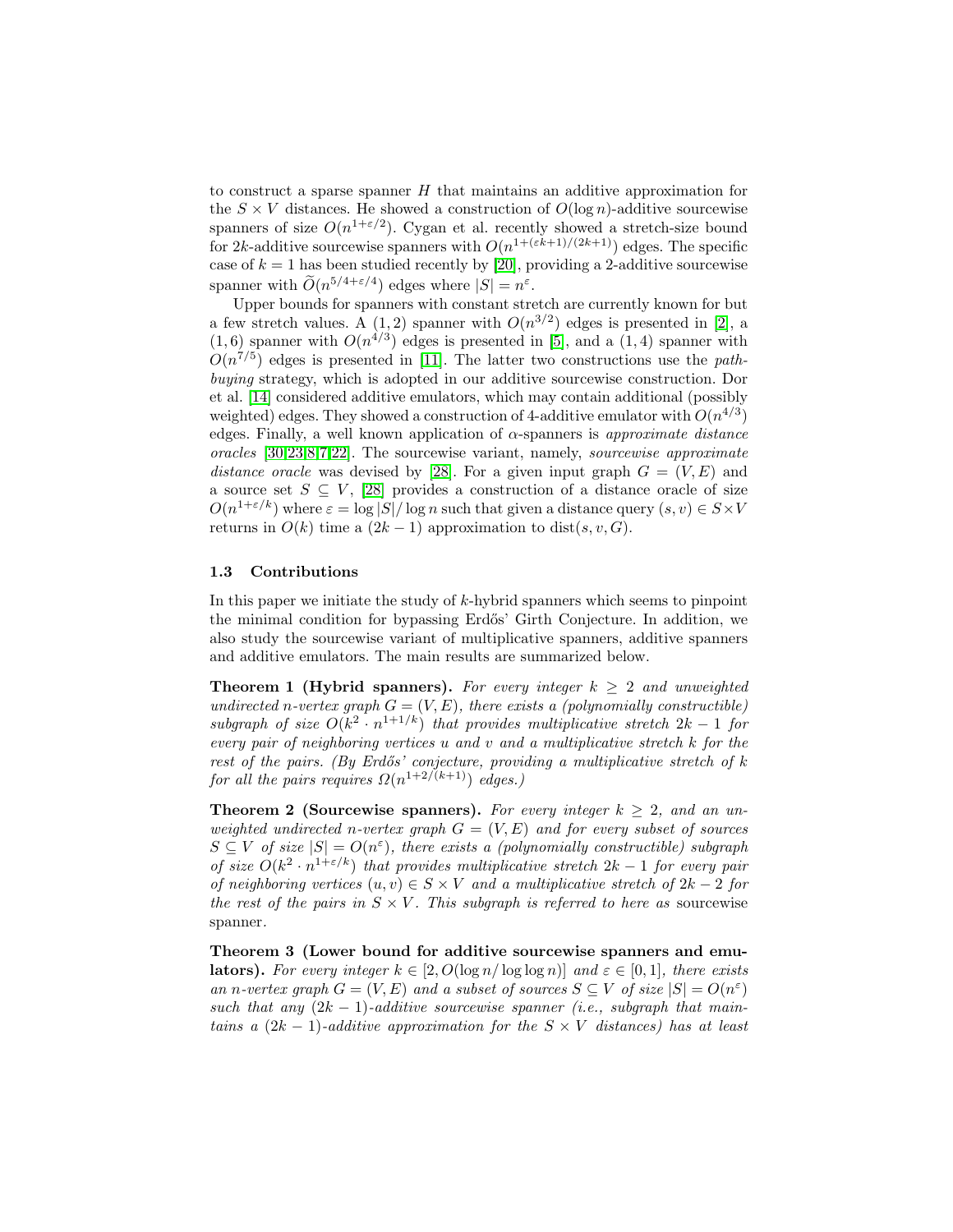to construct a sparse spanner $H$ that maintains an additive approximation for the $S \times V$ distances. He showed a construction of $O(\log n)$-additive sourcewise spanners of size $O(n^{1+\varepsilon/2})$. Cygan et al. recently showed a stretch-size bound for $2k$-additive sourcewise spanners with $O(n^{1+(\varepsilon k+1)/(2k+1)})$ edges. The specific case of $k=1$ has been studied recently by [20], providing a 2-additive sourcewise spanner with $\widetilde{O}(n^{5/4+\varepsilon/4})$ edges where $|S| = n^{\varepsilon}$.

Upper bounds for spanners with constant stretch are currently known for but a few stretch values. A $(1,2)$ spanner with $O(n^{3/2})$ edges is presented in [2], a $(1,6)$ spanner with $O(n^{4/3})$ edges is presented in [5], and a $(1,4)$ spanner with $O(n^{7/5})$ edges is presented in [11]. The latter two constructions use the *path-buying* strategy, which is adopted in our additive sourcewise construction. Dor et al. [14] considered additive emulators, which may contain additional (possibly weighted) edges. They showed a construction of 4-additive emulator with $O(n^{4/3})$ edges. Finally, a well known application of $\alpha$-spanners is *approximate distance oracles* [30,23,8,7,22]. The sourcewise variant, namely, *sourcewise approximate distance oracle* was devised by [28]. For a given input graph $G = (V, E)$ and a source set $S \subseteq V$, [28] provides a construction of a distance oracle of size $O(n^{1+\varepsilon/k})$ where $\varepsilon = \log|S|/\log n$ such that given a distance query $(s, v) \in S \times V$ returns in $O(k)$ time a $(2k-1)$ approximation to $\text{dist}(s, v, G)$.

### 1.3 Contributions

In this paper we initiate the study of $k$-hybrid spanners which seems to pinpoint the minimal condition for bypassing Erdős' Girth Conjecture. In addition, we also study the sourcewise variant of multiplicative spanners, additive spanners and additive emulators. The main results are summarized below.

**Theorem 1 (Hybrid spanners).** *For every integer $k \geq 2$ and unweighted undirected $n$-vertex graph $G = (V, E)$, there exists a (polynomially constructible) subgraph of size $O(k^2 \cdot n^{1+1/k})$ that provides multiplicative stretch $2k-1$ for every pair of neighboring vertices $u$ and $v$ and a multiplicative stretch $k$ for the rest of the pairs. (By Erdős' conjecture, providing a multiplicative stretch of $k$ for all the pairs requires $\Omega(n^{1+2/(k+1)})$ edges.)*

**Theorem 2 (Sourcewise spanners).** *For every integer $k \geq 2$, and an unweighted undirected $n$-vertex graph $G = (V, E)$ and for every subset of sources $S \subseteq V$ of size $|S| = O(n^{\varepsilon})$, there exists a (polynomially constructible) subgraph of size $O(k^2 \cdot n^{1+\varepsilon/k})$ that provides multiplicative stretch $2k-1$ for every pair of neighboring vertices $(u, v) \in S \times V$ and a multiplicative stretch of $2k-2$ for the rest of the pairs in $S \times V$. This subgraph is referred to here as* sourcewise spanner.

**Theorem 3 (Lower bound for additive sourcewise spanners and emulators).** *For every integer $k \in [2, O(\log n/\log\log n)]$ and $\varepsilon \in [0, 1]$, there exists an $n$-vertex graph $G = (V, E)$ and a subset of sources $S \subseteq V$ of size $|S| = O(n^{\varepsilon})$ such that any $(2k-1)$-additive sourcewise spanner (i.e., subgraph that maintains a $(2k-1)$-additive approximation for the $S \times V$ distances) has at least*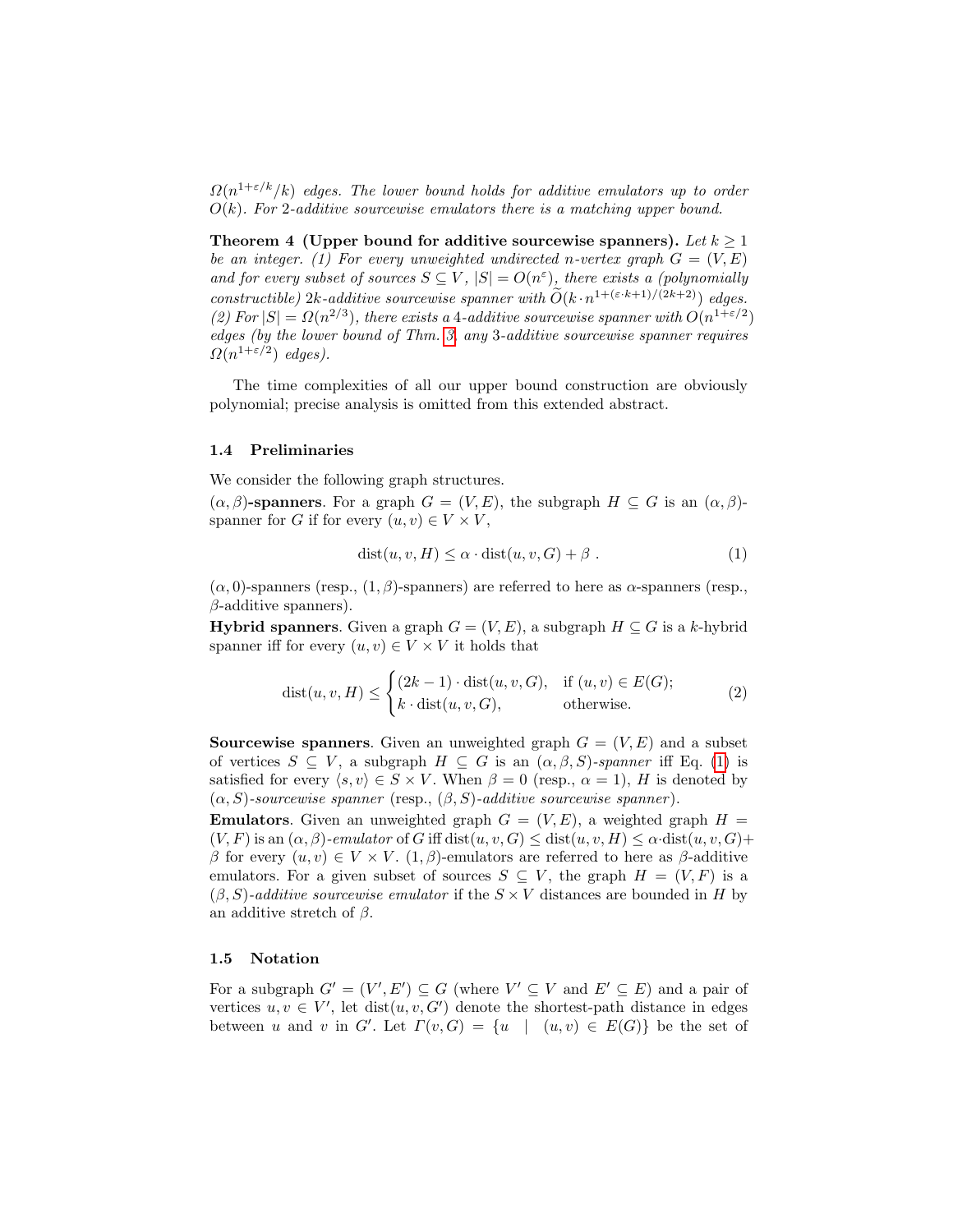*$\Omega(n^{1+\varepsilon/k}/k)$ edges. The lower bound holds for additive emulators up to order $O(k)$. For 2-additive sourcewise emulators there is a matching upper bound.*

**Theorem 4 (Upper bound for additive sourcewise spanners).** *Let $k \geq 1$ be an integer. (1) For every unweighted undirected $n$-vertex graph $G = (V, E)$ and for every subset of sources $S \subseteq V$, $|S| = O(n^{\varepsilon})$, there exists a (polynomially constructible) $2k$-additive sourcewise spanner with $\widetilde{O}(k \cdot n^{1+(\varepsilon \cdot k+1)/(2k+2)})$ edges. (2) For $|S| = \Omega(n^{2/3})$, there exists a 4-additive sourcewise spanner with $O(n^{1+\varepsilon/2})$ edges (by the lower bound of Thm. 3, any 3-additive sourcewise spanner requires $\Omega(n^{1+\varepsilon/2})$ edges).*

The time complexities of all our upper bound construction are obviously polynomial; precise analysis is omitted from this extended abstract.

### 1.4 Preliminaries

We consider the following graph structures.

**$(\alpha, \beta)$-spanners**. For a graph $G = (V, E)$, the subgraph $H \subseteq G$ is an $(\alpha, \beta)$-spanner for $G$ if for every $(u, v) \in V \times V$,

$$\mathrm{dist}(u, v, H) \leq \alpha \cdot \mathrm{dist}(u, v, G) + \beta \ . \tag{1}$$

$(\alpha, 0)$-spanners (resp., $(1, \beta)$-spanners) are referred to here as $\alpha$-spanners (resp., $\beta$-additive spanners).

**Hybrid spanners**. Given a graph $G = (V, E)$, a subgraph $H \subseteq G$ is a $k$-hybrid spanner iff for every $(u, v) \in V \times V$ it holds that

$$\mathrm{dist}(u, v, H) \leq \begin{cases} (2k-1) \cdot \mathrm{dist}(u, v, G), & \text{if } (u, v) \in E(G); \\ k \cdot \mathrm{dist}(u, v, G), & \text{otherwise.} \end{cases} \tag{2}$$

**Sourcewise spanners**. Given an unweighted graph $G = (V, E)$ and a subset of vertices $S \subseteq V$, a subgraph $H \subseteq G$ is an *$(\alpha, \beta, S)$-spanner* iff Eq. (1) is satisfied for every $\langle s, v \rangle \in S \times V$. When $\beta = 0$ (resp., $\alpha = 1$), $H$ is denoted by *$(\alpha, S)$-sourcewise spanner* (resp., *$(\beta, S)$-additive sourcewise spanner*).

**Emulators**. Given an unweighted graph $G = (V, E)$, a weighted graph $H = (V, F)$ is an *$(\alpha, \beta)$-emulator* of $G$ iff $\mathrm{dist}(u, v, G) \leq \mathrm{dist}(u, v, H) \leq \alpha \cdot \mathrm{dist}(u, v, G) + \beta$ for every $(u, v) \in V \times V$. $(1, \beta)$-emulators are referred to here as $\beta$-additive emulators. For a given subset of sources $S \subseteq V$, the graph $H = (V, F)$ is a *$(\beta, S)$-additive sourcewise emulator* if the $S \times V$ distances are bounded in $H$ by an additive stretch of $\beta$.

### 1.5 Notation

For a subgraph $G' = (V', E') \subseteq G$ (where $V' \subseteq V$ and $E' \subseteq E$) and a pair of vertices $u, v \in V'$, let $\mathrm{dist}(u, v, G')$ denote the shortest-path distance in edges between $u$ and $v$ in $G'$. Let $\Gamma(v, G) = \{u \mid (u, v) \in E(G)\}$ be the set of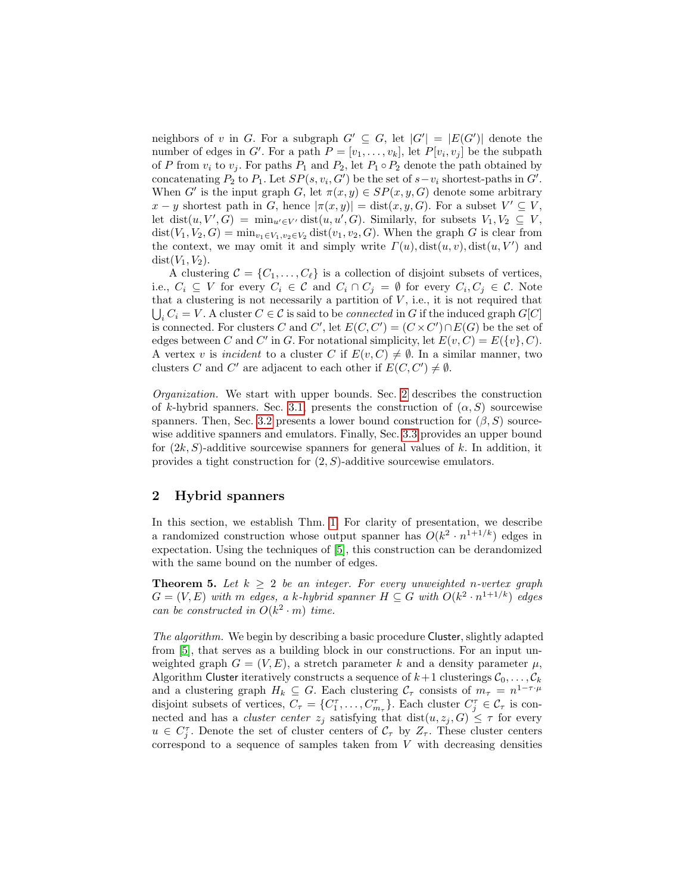neighbors of $v$ in $G$. For a subgraph $G' \subseteq G$, let $|G'| = |E(G')|$ denote the number of edges in $G'$. For a path $P = [v_1, \ldots, v_k]$, let $P[v_i, v_j]$ be the subpath of $P$ from $v_i$ to $v_j$. For paths $P_1$ and $P_2$, let $P_1 \circ P_2$ denote the path obtained by concatenating $P_2$ to $P_1$. Let $SP(s, v_i, G')$ be the set of $s - v_i$ shortest-paths in $G'$. When $G'$ is the input graph $G$, let $\pi(x, y) \in SP(x, y, G)$ denote some arbitrary $x - y$ shortest path in $G$, hence $|\pi(x, y)| = \text{dist}(x, y, G)$. For a subset $V' \subseteq V$, let $\text{dist}(u, V', G) = \min_{u' \in V'} \text{dist}(u, u', G)$. Similarly, for subsets $V_1, V_2 \subseteq V$, $\text{dist}(V_1, V_2, G) = \min_{v_1 \in V_1, v_2 \in V_2} \text{dist}(v_1, v_2, G)$. When the graph $G$ is clear from the context, we may omit it and simply write $\Gamma(u), \text{dist}(u, v), \text{dist}(u, V')$ and $\text{dist}(V_1, V_2)$.

A clustering $\mathcal{C} = \{C_1, \ldots, C_\ell\}$ is a collection of disjoint subsets of vertices, i.e., $C_i \subseteq V$ for every $C_i \in \mathcal{C}$ and $C_i \cap C_j = \emptyset$ for every $C_i, C_j \in \mathcal{C}$. Note that a clustering is not necessarily a partition of $V$, i.e., it is not required that $\bigcup_i C_i = V$. A cluster $C \in \mathcal{C}$ is said to be *connected* in $G$ if the induced graph $G[C]$ is connected. For clusters $C$ and $C'$, let $E(C, C') = (C \times C') \cap E(G)$ be the set of edges between $C$ and $C'$ in $G$. For notational simplicity, let $E(v, C) = E(\{v\}, C)$. A vertex $v$ is *incident* to a cluster $C$ if $E(v, C) \neq \emptyset$. In a similar manner, two clusters $C$ and $C'$ are adjacent to each other if $E(C, C') \neq \emptyset$.

*Organization.* We start with upper bounds. Sec. 2 describes the construction of $k$-hybrid spanners. Sec. 3.1. presents the construction of $(\alpha, S)$ sourcewise spanners. Then, Sec. 3.2 presents a lower bound construction for $(\beta, S)$ sourcewise additive spanners and emulators. Finally, Sec. 3.3 provides an upper bound for $(2k, S)$-additive sourcewise spanners for general values of $k$. In addition, it provides a tight construction for $(2, S)$-additive sourcewise emulators.

## 2 Hybrid spanners

In this section, we establish Thm. 1. For clarity of presentation, we describe a randomized construction whose output spanner has $O(k^2 \cdot n^{1+1/k})$ edges in expectation. Using the techniques of [5], this construction can be derandomized with the same bound on the number of edges.

**Theorem 5.** *Let $k \geq 2$ be an integer. For every unweighted $n$-vertex graph $G = (V, E)$ with $m$ edges, a $k$-hybrid spanner $H \subseteq G$ with $O(k^2 \cdot n^{1+1/k})$ edges can be constructed in $O(k^2 \cdot m)$ time.*

*The algorithm.* We begin by describing a basic procedure Cluster, slightly adapted from [5], that serves as a building block in our constructions. For an input unweighted graph $G = (V, E)$, a stretch parameter $k$ and a density parameter $\mu$, Algorithm Cluster iteratively constructs a sequence of $k+1$ clusterings $\mathcal{C}_0, \ldots, \mathcal{C}_k$ and a clustering graph $H_k \subseteq G$. Each clustering $\mathcal{C}_\tau$ consists of $m_\tau = n^{1-\tau \cdot \mu}$ disjoint subsets of vertices, $C_\tau = \{C_1^\tau, \ldots, C_{m_\tau}^\tau\}$. Each cluster $C_j^\tau \in \mathcal{C}_\tau$ is connected and has a *cluster center* $z_j$ satisfying that $\text{dist}(u, z_j, G) \leq \tau$ for every $u \in C_j^\tau$. Denote the set of cluster centers of $\mathcal{C}_\tau$ by $Z_\tau$. These cluster centers correspond to a sequence of samples taken from $V$ with decreasing densities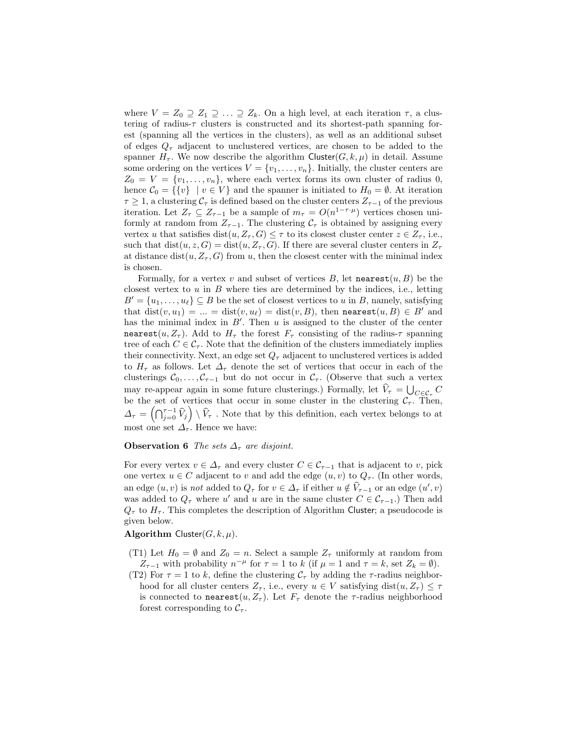where $V = Z_0 \supseteq Z_1 \supseteq \ldots \supseteq Z_k$. On a high level, at each iteration $\tau$, a clustering of radius-$\tau$ clusters is constructed and its shortest-path spanning forest (spanning all the vertices in the clusters), as well as an additional subset of edges $Q_\tau$ adjacent to unclustered vertices, are chosen to be added to the spanner $H_\tau$. We now describe the algorithm $\mathsf{Cluster}(G, k, \mu)$ in detail. Assume some ordering on the vertices $V = \{v_1, \ldots, v_n\}$. Initially, the cluster centers are $Z_0 = V = \{v_1, \ldots, v_n\}$, where each vertex forms its own cluster of radius 0, hence $\mathcal{C}_0 = \{\{v\} \mid v \in V\}$ and the spanner is initiated to $H_0 = \emptyset$. At iteration $\tau \geq 1$, a clustering $\mathcal{C}_\tau$ is defined based on the cluster centers $Z_{\tau-1}$ of the previous iteration. Let $Z_\tau \subseteq Z_{\tau-1}$ be a sample of $m_\tau = O(n^{1-\tau \cdot \mu})$ vertices chosen uniformly at random from $Z_{\tau-1}$. The clustering $\mathcal{C}_\tau$ is obtained by assigning every vertex $u$ that satisfies $\text{dist}(u, Z_\tau, G) \leq \tau$ to its closest cluster center $z \in Z_\tau$, i.e., such that $\text{dist}(u, z, G) = \text{dist}(u, Z_\tau, G)$. If there are several cluster centers in $Z_\tau$ at distance $\text{dist}(u, Z_\tau, G)$ from $u$, then the closest center with the minimal index is chosen.

Formally, for a vertex $v$ and subset of vertices $B$, let $\texttt{nearest}(u, B)$ be the closest vertex to $u$ in $B$ where ties are determined by the indices, i.e., letting $B' = \{u_1, \ldots, u_\ell\} \subseteq B$ be the set of closest vertices to $u$ in $B$, namely, satisfying that $\text{dist}(v, u_1) = \ldots = \text{dist}(v, u_\ell) = \text{dist}(v, B)$, then $\texttt{nearest}(u, B) \in B'$ and has the minimal index in $B'$. Then $u$ is assigned to the cluster of the center $\texttt{nearest}(u, Z_\tau)$. Add to $H_\tau$ the forest $F_\tau$ consisting of the radius-$\tau$ spanning tree of each $C \in \mathcal{C}_\tau$. Note that the definition of the clusters immediately implies their connectivity. Next, an edge set $Q_\tau$ adjacent to unclustered vertices is added to $H_\tau$ as follows. Let $\Delta_\tau$ denote the set of vertices that occur in each of the clusterings $\mathcal{C}_0, \ldots, \mathcal{C}_{\tau-1}$ but do not occur in $\mathcal{C}_\tau$. (Observe that such a vertex may re-appear again in some future clusterings.) Formally, let $\widehat{V}_\tau = \bigcup_{C \in \mathcal{C}_\tau} C$ be the set of vertices that occur in some cluster in the clustering $\mathcal{C}_\tau$. Then, $\Delta_\tau = \left(\bigcap_{j=0}^{\tau-1} \widehat{V}_j\right) \setminus \widehat{V}_\tau$ . Note that by this definition, each vertex belongs to at most one set $\Delta_\tau$. Hence we have:

**Observation 6** *The sets $\Delta_\tau$ are disjoint.*

For every vertex $v \in \Delta_\tau$ and every cluster $C \in \mathcal{C}_{\tau-1}$ that is adjacent to $v$, pick one vertex $u \in C$ adjacent to $v$ and add the edge $(u, v)$ to $Q_\tau$. (In other words, an edge $(u, v)$ is *not* added to $Q_\tau$ for $v \in \Delta_\tau$ if either $u \notin \widehat{V}_{\tau-1}$ or an edge $(u', v)$ was added to $Q_\tau$ where $u'$ and $u$ are in the same cluster $C \in \mathcal{C}_{\tau-1}$.) Then add $Q_\tau$ to $H_\tau$. This completes the description of Algorithm $\mathsf{Cluster}$; a pseudocode is given below.

**Algorithm** $\mathsf{Cluster}(G, k, \mu)$.

- (T1) Let $H_0 = \emptyset$ and $Z_0 = n$. Select a sample $Z_\tau$ uniformly at random from $Z_{\tau-1}$ with probability $n^{-\mu}$ for $\tau = 1$ to $k$ (if $\mu = 1$ and $\tau = k$, set $Z_k = \emptyset$).
- (T2) For $\tau = 1$ to $k$, define the clustering $\mathcal{C}_\tau$ by adding the $\tau$-radius neighborhood for all cluster centers $Z_\tau$, i.e., every $u \in V$ satisfying $\text{dist}(u, Z_\tau) \leq \tau$ is connected to $\texttt{nearest}(u, Z_\tau)$. Let $F_\tau$ denote the $\tau$-radius neighborhood forest corresponding to $\mathcal{C}_\tau$.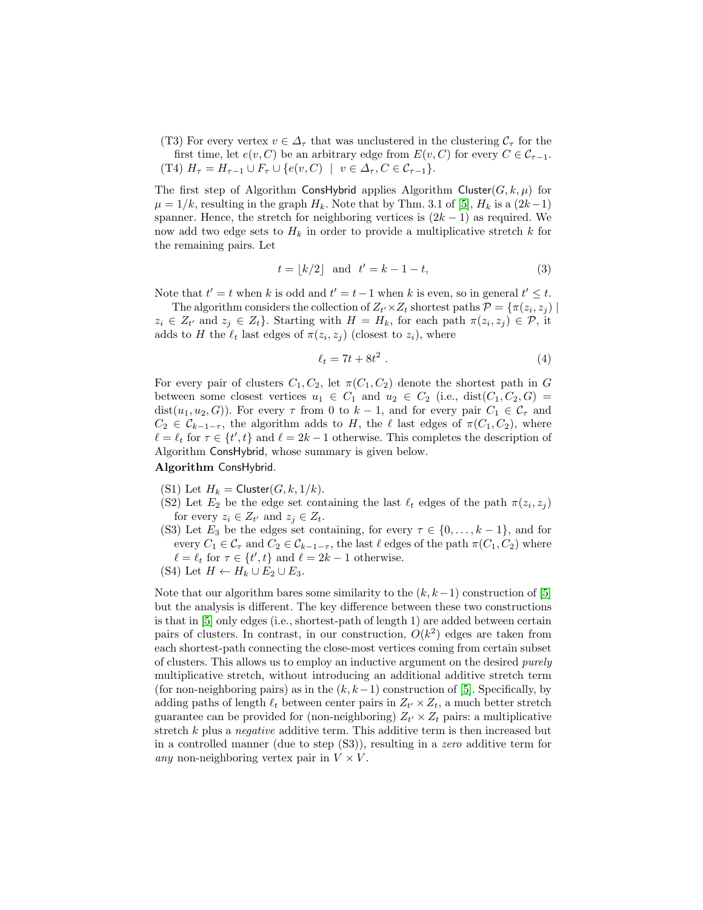(T3) For every vertex $v \in \Delta_\tau$ that was unclustered in the clustering $\mathcal{C}_\tau$ for the first time, let $e(v, C)$ be an arbitrary edge from $E(v, C)$ for every $C \in \mathcal{C}_{\tau-1}$.

(T4) $H_\tau = H_{\tau-1} \cup F_\tau \cup \{e(v, C) \mid v \in \Delta_\tau, C \in \mathcal{C}_{\tau-1}\}$.

The first step of Algorithm ConsHybrid applies Algorithm $\mathsf{Cluster}(G, k, \mu)$ for $\mu = 1/k$, resulting in the graph $H_k$. Note that by Thm. 3.1 of [5], $H_k$ is a $(2k-1)$ spanner. Hence, the stretch for neighboring vertices is $(2k-1)$ as required. We now add two edge sets to $H_k$ in order to provide a multiplicative stretch $k$ for the remaining pairs. Let

$$t = \lfloor k/2 \rfloor \quad \text{and} \quad t' = k - 1 - t, \tag{3}$$

Note that $t' = t$ when $k$ is odd and $t' = t - 1$ when $k$ is even, so in general $t' \leq t$.

The algorithm considers the collection of $Z_{t'} \times Z_t$ shortest paths $\mathcal{P} = \{\pi(z_i, z_j) \mid z_i \in Z_{t'} \text{ and } z_j \in Z_t\}$. Starting with $H = H_k$, for each path $\pi(z_i, z_j) \in \mathcal{P}$, it adds to $H$ the $\ell_t$ last edges of $\pi(z_i, z_j)$ (closest to $z_i$), where

$$\ell_t = 7t + 8t^2 \ . \tag{4}$$

For every pair of clusters $C_1, C_2$, let $\pi(C_1, C_2)$ denote the shortest path in $G$ between some closest vertices $u_1 \in C_1$ and $u_2 \in C_2$ (i.e., $\mathrm{dist}(C_1, C_2, G) = \mathrm{dist}(u_1, u_2, G)$). For every $\tau$ from 0 to $k-1$, and for every pair $C_1 \in \mathcal{C}_\tau$ and $C_2 \in \mathcal{C}_{k-1-\tau}$, the algorithm adds to $H$, the $\ell$ last edges of $\pi(C_1, C_2)$, where $\ell = \ell_t$ for $\tau \in \{t', t\}$ and $\ell = 2k - 1$ otherwise. This completes the description of Algorithm ConsHybrid, whose summary is given below.

**Algorithm** ConsHybrid.

(S1) Let $H_k = \mathsf{Cluster}(G, k, 1/k)$.

(S2) Let $E_2$ be the edge set containing the last $\ell_t$ edges of the path $\pi(z_i, z_j)$ for every $z_i \in Z_{t'}$ and $z_j \in Z_t$.

(S3) Let $E_3$ be the edges set containing, for every $\tau \in \{0, \ldots, k-1\}$, and for every $C_1 \in \mathcal{C}_\tau$ and $C_2 \in \mathcal{C}_{k-1-\tau}$, the last $\ell$ edges of the path $\pi(C_1, C_2)$ where $\ell = \ell_t$ for $\tau \in \{t', t\}$ and $\ell = 2k - 1$ otherwise.

(S4) Let $H \leftarrow H_k \cup E_2 \cup E_3$.

Note that our algorithm bares some similarity to the $(k, k-1)$ construction of [5] but the analysis is different. The key difference between these two constructions is that in [5] only edges (i.e., shortest-path of length 1) are added between certain pairs of clusters. In contrast, in our construction, $O(k^2)$ edges are taken from each shortest-path connecting the close-most vertices coming from certain subset of clusters. This allows us to employ an inductive argument on the desired *purely* multiplicative stretch, without introducing an additional additive stretch term (for non-neighboring pairs) as in the $(k, k-1)$ construction of [5]. Specifically, by adding paths of length $\ell_t$ between center pairs in $Z_{t'} \times Z_t$, a much better stretch guarantee can be provided for (non-neighboring) $Z_{t'} \times Z_t$ pairs: a multiplicative stretch $k$ plus a *negative* additive term. This additive term is then increased but in a controlled manner (due to step (S3)), resulting in a *zero* additive term for *any* non-neighboring vertex pair in $V \times V$.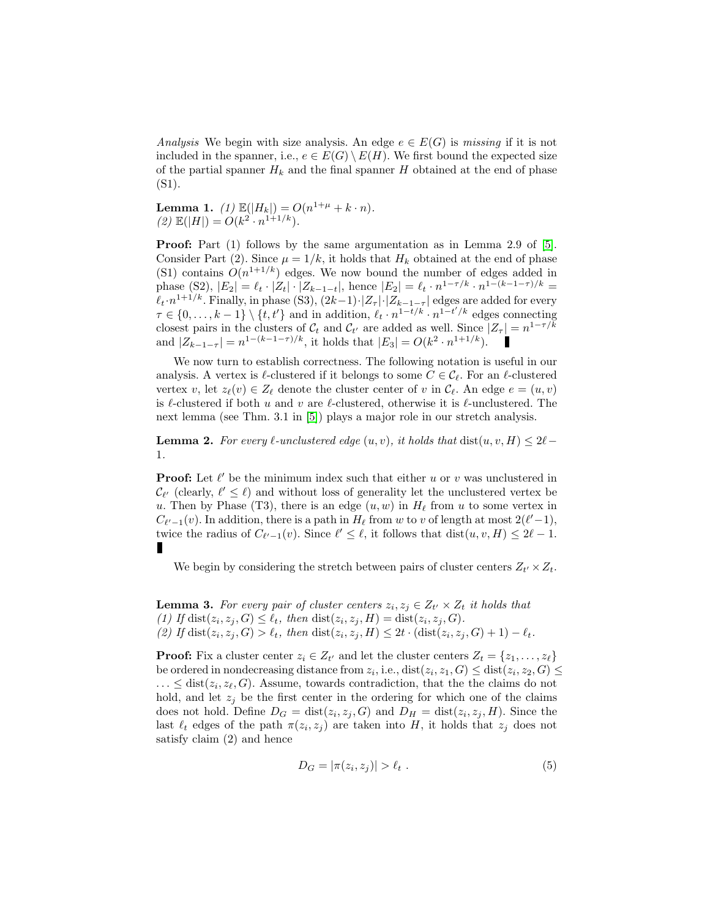*Analysis* We begin with size analysis. An edge $e \in E(G)$ is *missing* if it is not included in the spanner, i.e., $e \in E(G) \setminus E(H)$. We first bound the expected size of the partial spanner $H_k$ and the final spanner $H$ obtained at the end of phase (S1).

**Lemma 1.** *(1)* $\mathbb{E}(|H_k|) = O(n^{1+\mu} + k \cdot n)$.
*(2)* $\mathbb{E}(|H|) = O(k^2 \cdot n^{1+1/k})$.

**Proof:** Part (1) follows by the same argumentation as in Lemma 2.9 of [5]. Consider Part (2). Since $\mu = 1/k$, it holds that $H_k$ obtained at the end of phase (S1) contains $O(n^{1+1/k})$ edges. We now bound the number of edges added in phase (S2), $|E_2| = \ell_t \cdot |Z_t| \cdot |Z_{k-1-t}|$, hence $|E_2| = \ell_t \cdot n^{1-\tau/k} \cdot n^{1-(k-1-\tau)/k} = \ell_t \cdot n^{1+1/k}$. Finally, in phase (S3), $(2k-1) \cdot |Z_\tau| \cdot |Z_{k-1-\tau}|$ edges are added for every $\tau \in \{0, \ldots, k-1\} \setminus \{t, t'\}$ and in addition, $\ell_t \cdot n^{1-t/k} \cdot n^{1-t'/k}$ edges connecting closest pairs in the clusters of $\mathcal{C}_t$ and $\mathcal{C}_{t'}$ are added as well. Since $|Z_\tau| = n^{1-\tau/k}$ and $|Z_{k-1-\tau}| = n^{1-(k-1-\tau)/k}$, it holds that $|E_3| = O(k^2 \cdot n^{1+1/k})$. ∎

We now turn to establish correctness. The following notation is useful in our analysis. A vertex is $\ell$-clustered if it belongs to some $C \in \mathcal{C}_\ell$. For an $\ell$-clustered vertex $v$, let $z_\ell(v) \in Z_\ell$ denote the cluster center of $v$ in $\mathcal{C}_\ell$. An edge $e = (u, v)$ is $\ell$-clustered if both $u$ and $v$ are $\ell$-clustered, otherwise it is $\ell$-unclustered. The next lemma (see Thm. 3.1 in [5]) plays a major role in our stretch analysis.

**Lemma 2.** *For every $\ell$-unclustered edge $(u, v)$, it holds that* $\mathrm{dist}(u, v, H) \leq 2\ell - 1$.

**Proof:** Let $\ell'$ be the minimum index such that either $u$ or $v$ was unclustered in $\mathcal{C}_{\ell'}$ (clearly, $\ell' \leq \ell$) and without loss of generality let the unclustered vertex be $u$. Then by Phase (T3), there is an edge $(u, w)$ in $H_\ell$ from $u$ to some vertex in $C_{\ell'-1}(v)$. In addition, there is a path in $H_\ell$ from $w$ to $v$ of length at most $2(\ell'-1)$, twice the radius of $C_{\ell'-1}(v)$. Since $\ell' \leq \ell$, it follows that $\mathrm{dist}(u, v, H) \leq 2\ell - 1$. ∎

We begin by considering the stretch between pairs of cluster centers $Z_{t'} \times Z_t$.

**Lemma 3.** *For every pair of cluster centers $z_i, z_j \in Z_{t'} \times Z_t$ it holds that*
*(1) If $\mathrm{dist}(z_i, z_j, G) \leq \ell_t$, then $\mathrm{dist}(z_i, z_j, H) = \mathrm{dist}(z_i, z_j, G)$.*
*(2) If $\mathrm{dist}(z_i, z_j, G) > \ell_t$, then $\mathrm{dist}(z_i, z_j, H) \leq 2t \cdot (\mathrm{dist}(z_i, z_j, G) + 1) - \ell_t$.*

**Proof:** Fix a cluster center $z_i \in Z_{t'}$ and let the cluster centers $Z_t = \{z_1, \ldots, z_\ell\}$ be ordered in nondecreasing distance from $z_i$, i.e., $\mathrm{dist}(z_i, z_1, G) \leq \mathrm{dist}(z_i, z_2, G) \leq \ldots \leq \mathrm{dist}(z_i, z_\ell, G)$. Assume, towards contradiction, that the the claims do not hold, and let $z_j$ be the first center in the ordering for which one of the claims does not hold. Define $D_G = \mathrm{dist}(z_i, z_j, G)$ and $D_H = \mathrm{dist}(z_i, z_j, H)$. Since the last $\ell_t$ edges of the path $\pi(z_i, z_j)$ are taken into $H$, it holds that $z_j$ does not satisfy claim (2) and hence

$$D_G = |\pi(z_i, z_j)| > \ell_t \; . \tag{5}$$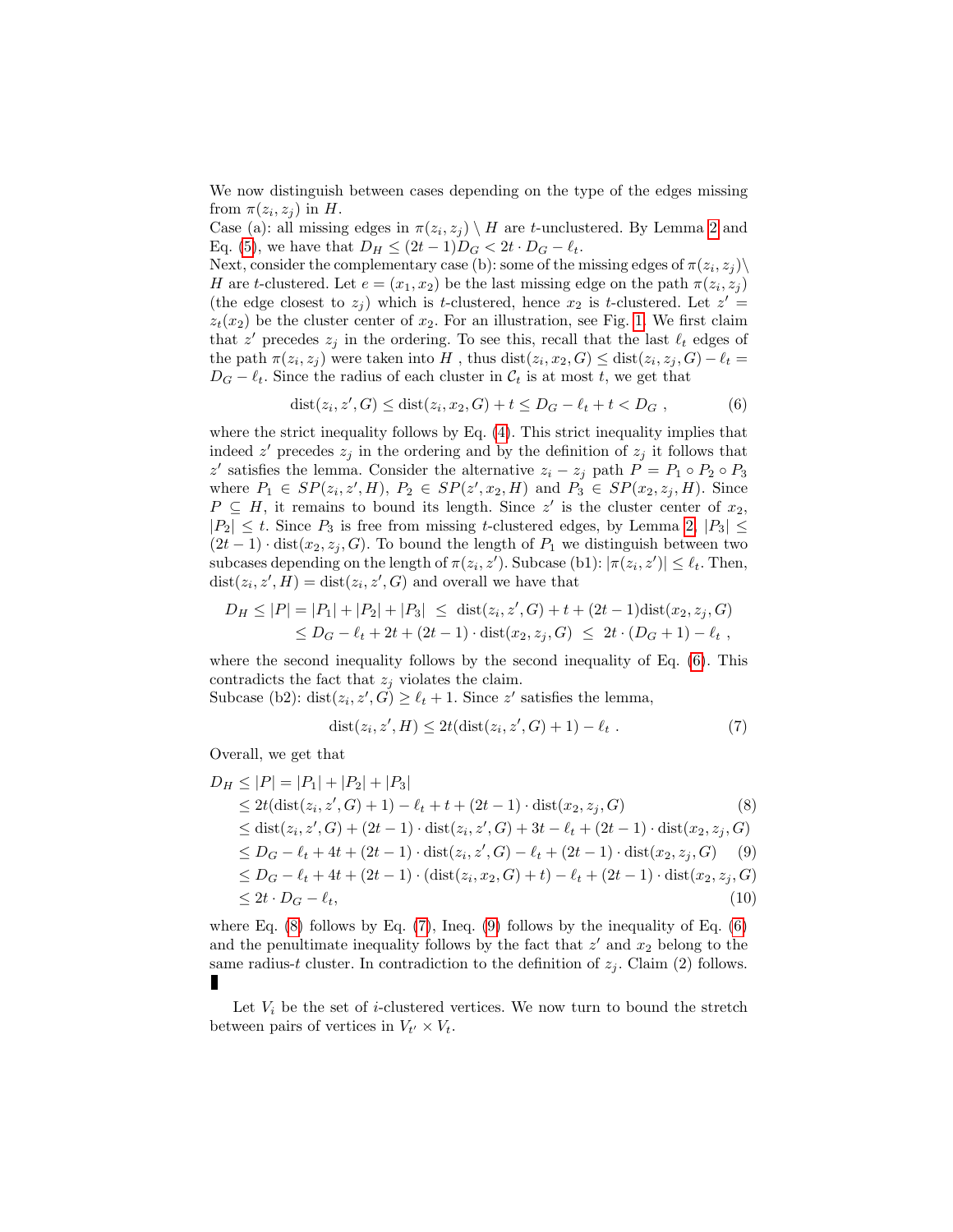We now distinguish between cases depending on the type of the edges missing from $\pi(z_i, z_j)$ in $H$.

Case (a): all missing edges in $\pi(z_i, z_j) \setminus H$ are $t$-unclustered. By Lemma 2 and Eq. (5), we have that $D_H \leq (2t-1)D_G < 2t \cdot D_G - \ell_t$.

Next, consider the complementary case (b): some of the missing edges of $\pi(z_i, z_j) \setminus H$ are $t$-clustered. Let $e = (x_1, x_2)$ be the last missing edge on the path $\pi(z_i, z_j)$ (the edge closest to $z_j$) which is $t$-clustered, hence $x_2$ is $t$-clustered. Let $z' = z_t(x_2)$ be the cluster center of $x_2$. For an illustration, see Fig. 1. We first claim that $z'$ precedes $z_j$ in the ordering. To see this, recall that the last $\ell_t$ edges of the path $\pi(z_i, z_j)$ were taken into $H$ , thus $\text{dist}(z_i, x_2, G) \leq \text{dist}(z_i, z_j, G) - \ell_t = D_G - \ell_t$. Since the radius of each cluster in $\mathcal{C}_t$ is at most $t$, we get that

$$\text{dist}(z_i, z', G) \leq \text{dist}(z_i, x_2, G) + t \leq D_G - \ell_t + t < D_G \ , \tag{6}$$

where the strict inequality follows by Eq. (4). This strict inequality implies that indeed $z'$ precedes $z_j$ in the ordering and by the definition of $z_j$ it follows that $z'$ satisfies the lemma. Consider the alternative $z_i - z_j$ path $P = P_1 \circ P_2 \circ P_3$ where $P_1 \in SP(z_i, z', H)$, $P_2 \in SP(z', x_2, H)$ and $P_3 \in SP(x_2, z_j, H)$. Since $P \subseteq H$, it remains to bound its length. Since $z'$ is the cluster center of $x_2$, $|P_2| \leq t$. Since $P_3$ is free from missing $t$-clustered edges, by Lemma 2, $|P_3| \leq (2t-1) \cdot \text{dist}(x_2, z_j, G)$. To bound the length of $P_1$ we distinguish between two subcases depending on the length of $\pi(z_i, z')$. Subcase (b1): $|\pi(z_i, z')| \leq \ell_t$. Then, $\text{dist}(z_i, z', H) = \text{dist}(z_i, z', G)$ and overall we have that

$$\begin{aligned}
D_H \leq |P| = |P_1| + |P_2| + |P_3| \ &\leq \ \text{dist}(z_i, z', G) + t + (2t-1)\text{dist}(x_2, z_j, G) \\
&\leq D_G - \ell_t + 2t + (2t-1) \cdot \text{dist}(x_2, z_j, G) \ \leq \ 2t \cdot (D_G + 1) - \ell_t \ ,
\end{aligned}$$

where the second inequality follows by the second inequality of Eq. (6). This contradicts the fact that $z_j$ violates the claim.

Subcase (b2): $\text{dist}(z_i, z', G) \geq \ell_t + 1$. Since $z'$ satisfies the lemma,

$$\text{dist}(z_i, z', H) \leq 2t(\text{dist}(z_i, z', G) + 1) - \ell_t \ . \tag{7}$$

Overall, we get that

$$\begin{aligned}
D_H &\leq |P| = |P_1| + |P_2| + |P_3| \\
&\leq 2t(\text{dist}(z_i, z', G) + 1) - \ell_t + t + (2t-1) \cdot \text{dist}(x_2, z_j, G) \qquad (8) \\
&\leq \text{dist}(z_i, z', G) + (2t-1) \cdot \text{dist}(z_i, z', G) + 3t - \ell_t + (2t-1) \cdot \text{dist}(x_2, z_j, G) \\
&\leq D_G - \ell_t + 4t + (2t-1) \cdot \text{dist}(z_i, z', G) - \ell_t + (2t-1) \cdot \text{dist}(x_2, z_j, G) \qquad (9) \\
&\leq D_G - \ell_t + 4t + (2t-1) \cdot (\text{dist}(z_i, x_2, G) + t) - \ell_t + (2t-1) \cdot \text{dist}(x_2, z_j, G) \\
&\leq 2t \cdot D_G - \ell_t, \qquad (10)
\end{aligned}$$

where Eq. (8) follows by Eq. (7), Ineq. (9) follows by the inequality of Eq. (6) and the penultimate inequality follows by the fact that $z'$ and $x_2$ belong to the same radius-$t$ cluster. In contradiction to the definition of $z_j$. Claim (2) follows. ∎

Let $V_i$ be the set of $i$-clustered vertices. We now turn to bound the stretch between pairs of vertices in $V_{t'} \times V_t$.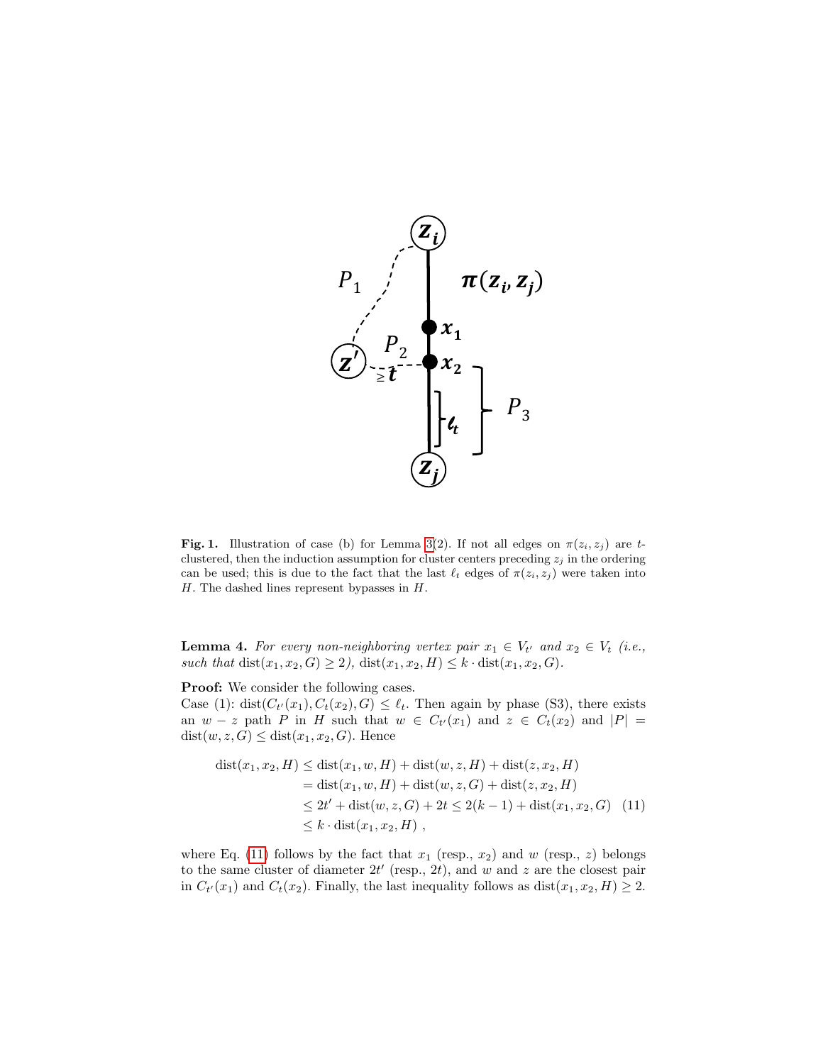**Fig. 1.** Illustration of case (b) for Lemma 3(2). If not all edges on $\pi(z_i, z_j)$ are $t$-clustered, then the induction assumption for cluster centers preceding $z_j$ in the ordering can be used; this is due to the fact that the last $\ell_t$ edges of $\pi(z_i, z_j)$ were taken into $H$. The dashed lines represent bypasses in $H$.

**Lemma 4.** *For every non-neighboring vertex pair $x_1 \in V_{t'}$ and $x_2 \in V_t$ (i.e., such that $\text{dist}(x_1, x_2, G) \geq 2$), $\text{dist}(x_1, x_2, H) \leq k \cdot \text{dist}(x_1, x_2, G)$.*

**Proof:** We consider the following cases.
Case (1): $\text{dist}(C_{t'}(x_1), C_t(x_2), G) \leq \ell_t$. Then again by phase (S3), there exists an $w - z$ path $P$ in $H$ such that $w \in C_{t'}(x_1)$ and $z \in C_t(x_2)$ and $|P| = \text{dist}(w, z, G) \leq \text{dist}(x_1, x_2, G)$. Hence

$$
\begin{aligned}
\text{dist}(x_1, x_2, H) &\leq \text{dist}(x_1, w, H) + \text{dist}(w, z, H) + \text{dist}(z, x_2, H) \\
&= \text{dist}(x_1, w, H) + \text{dist}(w, z, G) + \text{dist}(z, x_2, H) \\
&\leq 2t' + \text{dist}(w, z, G) + 2t \leq 2(k-1) + \text{dist}(x_1, x_2, G) \quad (11) \\
&\leq k \cdot \text{dist}(x_1, x_2, H) \ ,
\end{aligned}
$$

where Eq. (11) follows by the fact that $x_1$ (resp., $x_2$) and $w$ (resp., $z$) belongs to the same cluster of diameter $2t'$ (resp., $2t$), and $w$ and $z$ are the closest pair in $C_{t'}(x_1)$ and $C_t(x_2)$. Finally, the last inequality follows as $\text{dist}(x_1, x_2, H) \geq 2$.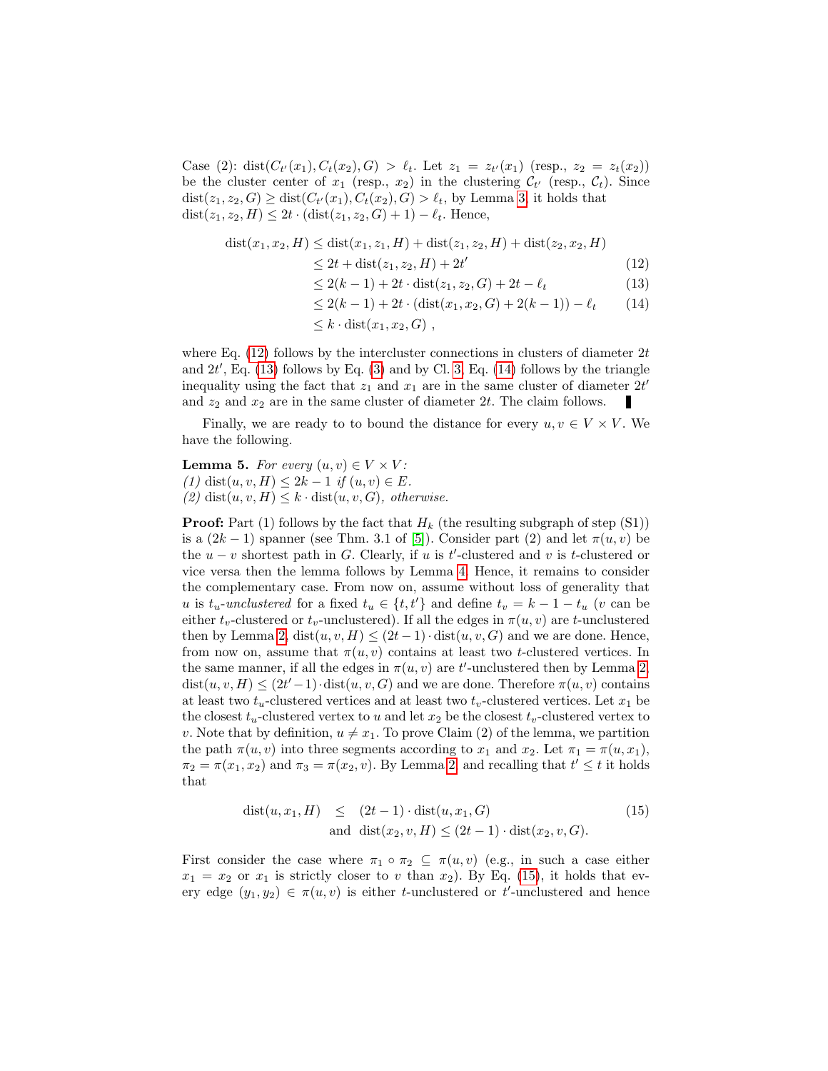Case (2): $\text{dist}(C_{t'}(x_1), C_t(x_2), G) > \ell_t$. Let $z_1 = z_{t'}(x_1)$ (resp., $z_2 = z_t(x_2)$) be the cluster center of $x_1$ (resp., $x_2$) in the clustering $\mathcal{C}_{t'}$ (resp., $\mathcal{C}_t$). Since $\text{dist}(z_1, z_2, G) \geq \text{dist}(C_{t'}(x_1), C_t(x_2), G) > \ell_t$, by Lemma 3, it holds that $\text{dist}(z_1, z_2, H) \leq 2t \cdot (\text{dist}(z_1, z_2, G) + 1) - \ell_t$. Hence,

$$
\begin{aligned}
\text{dist}(x_1, x_2, H) &\leq \text{dist}(x_1, z_1, H) + \text{dist}(z_1, z_2, H) + \text{dist}(z_2, x_2, H) \\
&\leq 2t + \text{dist}(z_1, z_2, H) + 2t' \qquad (12)\\
&\leq 2(k-1) + 2t \cdot \text{dist}(z_1, z_2, G) + 2t - \ell_t \qquad (13)\\
&\leq 2(k-1) + 2t \cdot (\text{dist}(x_1, x_2, G) + 2(k-1)) - \ell_t \qquad (14)\\
&\leq k \cdot \text{dist}(x_1, x_2, G) \ ,
\end{aligned}
$$

where Eq. (12) follows by the intercluster connections in clusters of diameter $2t$ and $2t'$, Eq. (13) follows by Eq. (3) and by Cl. 3, Eq. (14) follows by the triangle inequality using the fact that $z_1$ and $x_1$ are in the same cluster of diameter $2t'$ and $z_2$ and $x_2$ are in the same cluster of diameter $2t$. The claim follows. ∎

Finally, we are ready to to bound the distance for every $u, v \in V \times V$. We have the following.

**Lemma 5.** *For every* $(u, v) \in V \times V$*:*
*(1)* $\text{dist}(u, v, H) \leq 2k - 1$ *if* $(u, v) \in E$.
*(2)* $\text{dist}(u, v, H) \leq k \cdot \text{dist}(u, v, G)$*, otherwise.*

**Proof:** Part (1) follows by the fact that $H_k$ (the resulting subgraph of step (S1)) is a $(2k-1)$ spanner (see Thm. 3.1 of [5]). Consider part (2) and let $\pi(u, v)$ be the $u - v$ shortest path in $G$. Clearly, if $u$ is $t'$-clustered and $v$ is $t$-clustered or vice versa then the lemma follows by Lemma 4. Hence, it remains to consider the complementary case. From now on, assume without loss of generality that $u$ is $t_u$-*unclustered* for a fixed $t_u \in \{t, t'\}$ and define $t_v = k - 1 - t_u$ ($v$ can be either $t_v$-clustered or $t_v$-unclustered). If all the edges in $\pi(u, v)$ are $t$-unclustered then by Lemma 2, $\text{dist}(u, v, H) \leq (2t - 1) \cdot \text{dist}(u, v, G)$ and we are done. Hence, from now on, assume that $\pi(u, v)$ contains at least two $t$-clustered vertices. In the same manner, if all the edges in $\pi(u, v)$ are $t'$-unclustered then by Lemma 2, $\text{dist}(u, v, H) \leq (2t' - 1) \cdot \text{dist}(u, v, G)$ and we are done. Therefore $\pi(u, v)$ contains at least two $t_u$-clustered vertices and at least two $t_v$-clustered vertices. Let $x_1$ be the closest $t_u$-clustered vertex to $u$ and let $x_2$ be the closest $t_v$-clustered vertex to $v$. Note that by definition, $u \neq x_1$. To prove Claim (2) of the lemma, we partition the path $\pi(u, v)$ into three segments according to $x_1$ and $x_2$. Let $\pi_1 = \pi(u, x_1)$, $\pi_2 = \pi(x_1, x_2)$ and $\pi_3 = \pi(x_2, v)$. By Lemma 2 and recalling that $t' \leq t$ it holds that

$$
\text{dist}(u, x_1, H) \leq (2t - 1) \cdot \text{dist}(u, x_1, G) \quad \text{and} \quad \text{dist}(x_2, v, H) \leq (2t - 1) \cdot \text{dist}(x_2, v, G). \qquad (15)
$$

First consider the case where $\pi_1 \circ \pi_2 \subseteq \pi(u, v)$ (e.g., in such a case either $x_1 = x_2$ or $x_1$ is strictly closer to $v$ than $x_2$). By Eq. (15), it holds that every edge $(y_1, y_2) \in \pi(u, v)$ is either $t$-unclustered or $t'$-unclustered and hence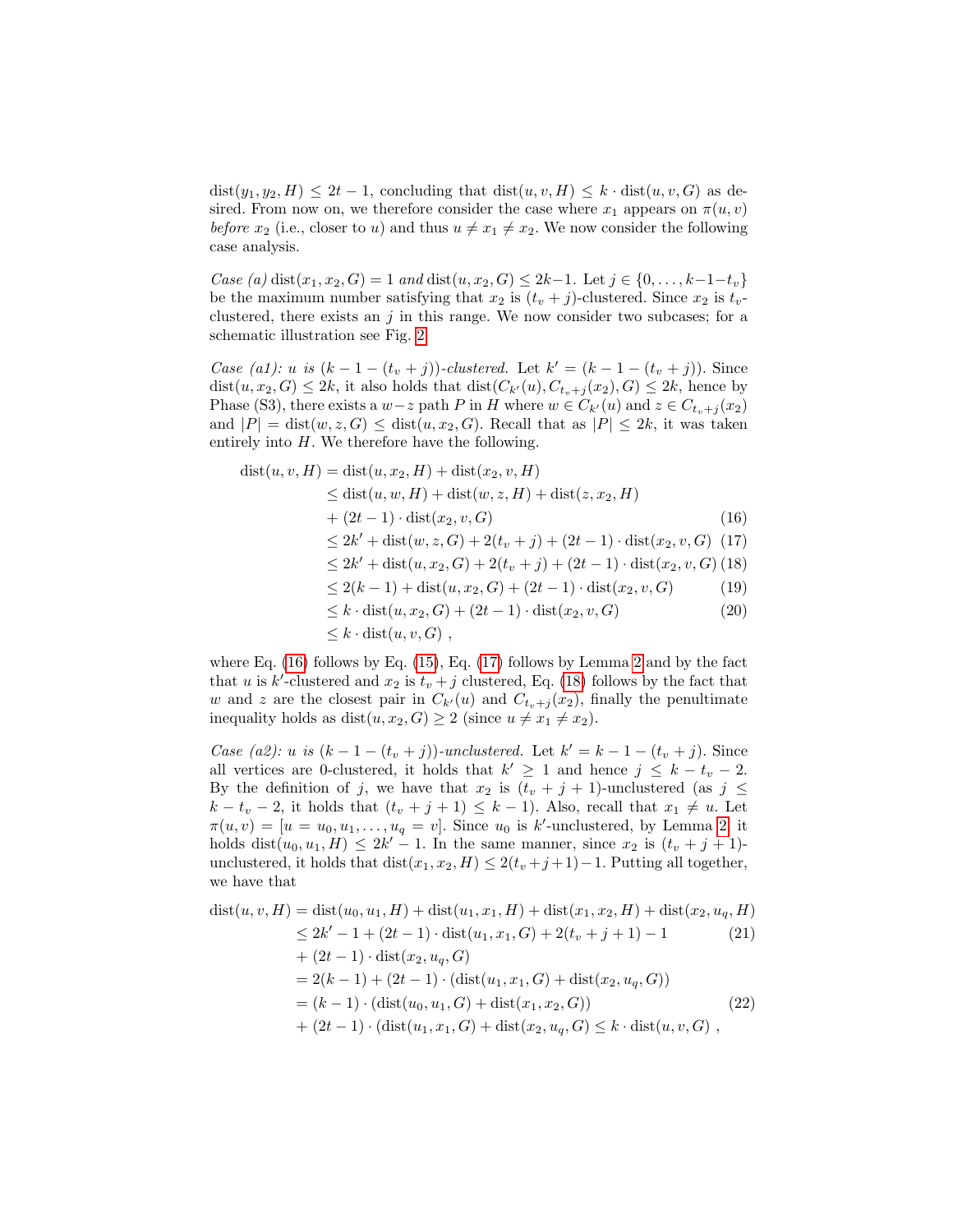$\text{dist}(y_1, y_2, H) \leq 2t-1$, concluding that $\text{dist}(u, v, H) \leq k \cdot \text{dist}(u, v, G)$ as desired. From now on, we therefore consider the case where $x_1$ appears on $\pi(u, v)$ *before* $x_2$ (i.e., closer to $u$) and thus $u \neq x_1 \neq x_2$. We now consider the following case analysis.

*Case (a)* $\text{dist}(x_1, x_2, G) = 1$ *and* $\text{dist}(u, x_2, G) \leq 2k-1$. Let $j \in \{0, \ldots, k-1-t_v\}$ be the maximum number satisfying that $x_2$ is $(t_v + j)$-clustered. Since $x_2$ is $t_v$-clustered, there exists an $j$ in this range. We now consider two subcases; for a schematic illustration see Fig. 2.

*Case (a1): $u$ is $(k-1-(t_v+j))$-clustered.* Let $k' = (k-1-(t_v+j))$. Since $\text{dist}(u, x_2, G) \leq 2k$, it also holds that $\text{dist}(C_{k'}(u), C_{t_v+j}(x_2), G) \leq 2k$, hence by Phase (S3), there exists a $w-z$ path $P$ in $H$ where $w \in C_{k'}(u)$ and $z \in C_{t_v+j}(x_2)$ and $|P| = \text{dist}(w, z, G) \leq \text{dist}(u, x_2, G)$. Recall that as $|P| \leq 2k$, it was taken entirely into $H$. We therefore have the following.

$$
\begin{aligned}
\text{dist}(u, v, H) &= \text{dist}(u, x_2, H) + \text{dist}(x_2, v, H) \\
&\leq \text{dist}(u, w, H) + \text{dist}(w, z, H) + \text{dist}(z, x_2, H) \\
&\quad + (2t-1) \cdot \text{dist}(x_2, v, G) && (16) \\
&\leq 2k' + \text{dist}(w, z, G) + 2(t_v + j) + (2t-1) \cdot \text{dist}(x_2, v, G) && (17) \\
&\leq 2k' + \text{dist}(u, x_2, G) + 2(t_v + j) + (2t-1) \cdot \text{dist}(x_2, v, G) && (18) \\
&\leq 2(k-1) + \text{dist}(u, x_2, G) + (2t-1) \cdot \text{dist}(x_2, v, G) && (19) \\
&\leq k \cdot \text{dist}(u, x_2, G) + (2t-1) \cdot \text{dist}(x_2, v, G) && (20) \\
&\leq k \cdot \text{dist}(u, v, G) ,
\end{aligned}
$$

where Eq. (16) follows by Eq. (15), Eq. (17) follows by Lemma 2 and by the fact that $u$ is $k'$-clustered and $x_2$ is $t_v + j$ clustered, Eq. (18) follows by the fact that $w$ and $z$ are the closest pair in $C_{k'}(u)$ and $C_{t_v+j}(x_2)$, finally the penultimate inequality holds as $\text{dist}(u, x_2, G) \geq 2$ (since $u \neq x_1 \neq x_2$).

*Case (a2): $u$ is $(k-1-(t_v+j))$-unclustered.* Let $k' = k-1-(t_v+j)$. Since all vertices are 0-clustered, it holds that $k' \geq 1$ and hence $j \leq k - t_v - 2$. By the definition of $j$, we have that $x_2$ is $(t_v + j + 1)$-unclustered (as $j \leq k - t_v - 2$, it holds that $(t_v + j + 1) \leq k-1$). Also, recall that $x_1 \neq u$. Let $\pi(u, v) = [u = u_0, u_1, \ldots, u_q = v]$. Since $u_0$ is $k'$-unclustered, by Lemma 2, it holds $\text{dist}(u_0, u_1, H) \leq 2k' - 1$. In the same manner, since $x_2$ is $(t_v + j + 1)$-unclustered, it holds that $\text{dist}(x_1, x_2, H) \leq 2(t_v + j + 1) - 1$. Putting all together, we have that

$$
\begin{aligned}
\text{dist}(u, v, H) &= \text{dist}(u_0, u_1, H) + \text{dist}(u_1, x_1, H) + \text{dist}(x_1, x_2, H) + \text{dist}(x_2, u_q, H) \\
&\leq 2k' - 1 + (2t-1) \cdot \text{dist}(u_1, x_1, G) + 2(t_v + j + 1) - 1 && (21) \\
&\quad + (2t-1) \cdot \text{dist}(x_2, u_q, G) \\
&= 2(k-1) + (2t-1) \cdot (\text{dist}(u_1, x_1, G) + \text{dist}(x_2, u_q, G)) \\
&= (k-1) \cdot (\text{dist}(u_0, u_1, G) + \text{dist}(x_1, x_2, G)) && (22) \\
&\quad + (2t-1) \cdot (\text{dist}(u_1, x_1, G) + \text{dist}(x_2, u_q, G) \leq k \cdot \text{dist}(u, v, G) ,
\end{aligned}
$$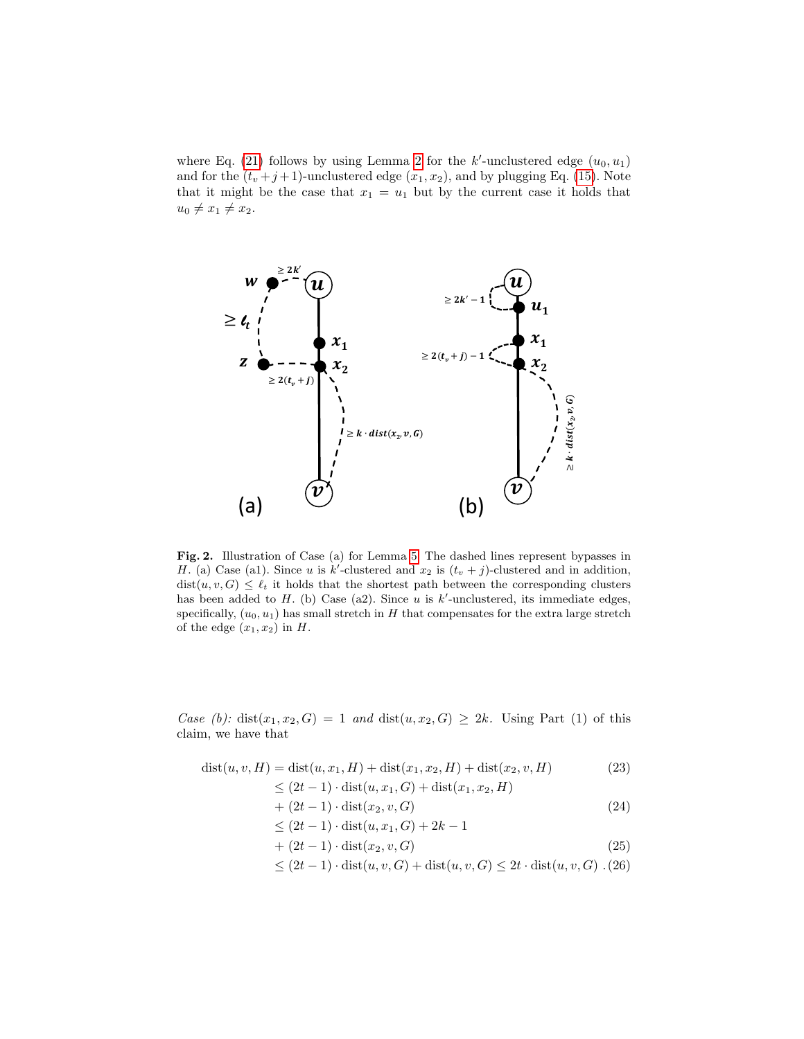where Eq. (21) follows by using Lemma 2 for the $k'$-unclustered edge $(u_0, u_1)$ and for the $(t_v+j+1)$-unclustered edge $(x_1, x_2)$, and by plugging Eq. (15). Note that it might be the case that $x_1 = u_1$ but by the current case it holds that $u_0 \neq x_1 \neq x_2$.

**Fig. 2.** Illustration of Case (a) for Lemma 5. The dashed lines represent bypasses in $H$. (a) Case (a1). Since $u$ is $k'$-clustered and $x_2$ is $(t_v+j)$-clustered and in addition, $\mathrm{dist}(u, v, G) \leq \ell_t$ it holds that the shortest path between the corresponding clusters has been added to $H$. (b) Case (a2). Since $u$ is $k'$-unclustered, its immediate edges, specifically, $(u_0, u_1)$ has small stretch in $H$ that compensates for the extra large stretch of the edge $(x_1, x_2)$ in $H$.

*Case (b):* $\mathrm{dist}(x_1, x_2, G) = 1$ *and* $\mathrm{dist}(u, x_2, G) \geq 2k$. Using Part (1) of this claim, we have that

$$
\begin{aligned}
\mathrm{dist}(u, v, H) &= \mathrm{dist}(u, x_1, H) + \mathrm{dist}(x_1, x_2, H) + \mathrm{dist}(x_2, v, H) & (23)\\
&\leq (2t-1)\cdot \mathrm{dist}(u, x_1, G) + \mathrm{dist}(x_1, x_2, H)\\
&\quad + (2t-1)\cdot \mathrm{dist}(x_2, v, G) & (24)\\
&\leq (2t-1)\cdot \mathrm{dist}(u, x_1, G) + 2k - 1\\
&\quad + (2t-1)\cdot \mathrm{dist}(x_2, v, G) & (25)\\
&\leq (2t-1)\cdot \mathrm{dist}(u, v, G) + \mathrm{dist}(u, v, G) \leq 2t \cdot \mathrm{dist}(u, v, G)\,. & (26)
\end{aligned}
$$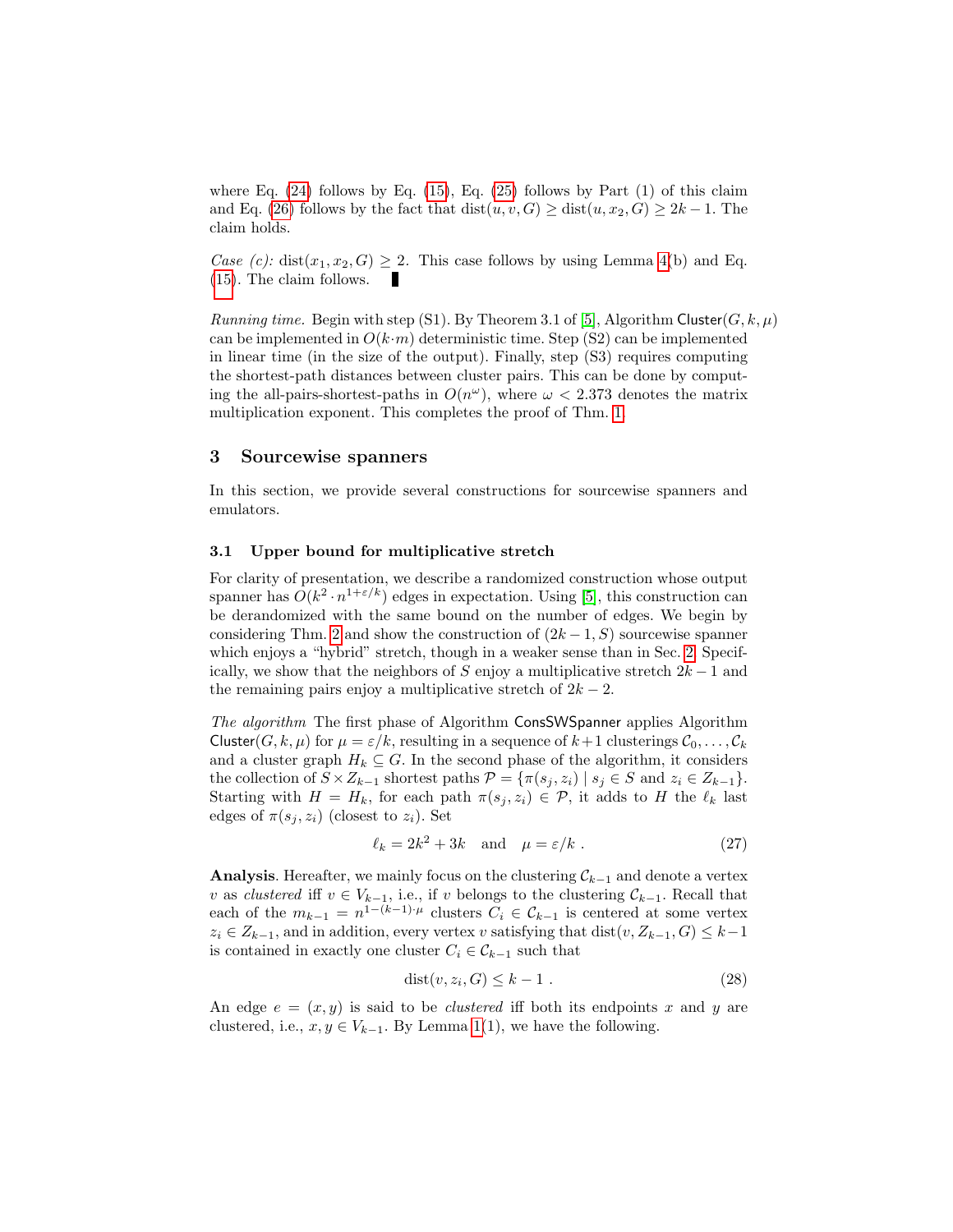where Eq. (24) follows by Eq. (15), Eq. (25) follows by Part (1) of this claim and Eq. (26) follows by the fact that $\mathrm{dist}(u, v, G) \geq \mathrm{dist}(u, x_2, G) \geq 2k - 1$. The claim holds.

*Case (c):* $\mathrm{dist}(x_1, x_2, G) \geq 2$. This case follows by using Lemma 4(b) and Eq. (15). The claim follows. ∎

*Running time.* Begin with step (S1). By Theorem 3.1 of [5], Algorithm $\mathsf{Cluster}(G, k, \mu)$ can be implemented in $O(k \cdot m)$ deterministic time. Step (S2) can be implemented in linear time (in the size of the output). Finally, step (S3) requires computing the shortest-path distances between cluster pairs. This can be done by computing the all-pairs-shortest-paths in $O(n^{\omega})$, where $\omega < 2.373$ denotes the matrix multiplication exponent. This completes the proof of Thm. 1.

## 3 Sourcewise spanners

In this section, we provide several constructions for sourcewise spanners and emulators.

### 3.1 Upper bound for multiplicative stretch

For clarity of presentation, we describe a randomized construction whose output spanner has $O(k^2 \cdot n^{1+\varepsilon/k})$ edges in expectation. Using [5], this construction can be derandomized with the same bound on the number of edges. We begin by considering Thm. 2 and show the construction of $(2k-1, S)$ sourcewise spanner which enjoys a "hybrid" stretch, though in a weaker sense than in Sec. 2. Specifically, we show that the neighbors of $S$ enjoy a multiplicative stretch $2k - 1$ and the remaining pairs enjoy a multiplicative stretch of $2k - 2$.

*The algorithm* The first phase of Algorithm $\mathsf{ConsSWSpanner}$ applies Algorithm $\mathsf{Cluster}(G, k, \mu)$ for $\mu = \varepsilon/k$, resulting in a sequence of $k+1$ clusterings $\mathcal{C}_0, \ldots, \mathcal{C}_k$ and a cluster graph $H_k \subseteq G$. In the second phase of the algorithm, it considers the collection of $S \times Z_{k-1}$ shortest paths $\mathcal{P} = \{\pi(s_j, z_i) \mid s_j \in S \text{ and } z_i \in Z_{k-1}\}$. Starting with $H = H_k$, for each path $\pi(s_j, z_i) \in \mathcal{P}$, it adds to $H$ the $\ell_k$ last edges of $\pi(s_j, z_i)$ (closest to $z_i$). Set

$$\ell_k = 2k^2 + 3k \quad \text{and} \quad \mu = \varepsilon/k \; . \tag{27}$$

**Analysis**. Hereafter, we mainly focus on the clustering $\mathcal{C}_{k-1}$ and denote a vertex $v$ as *clustered* iff $v \in V_{k-1}$, i.e., if $v$ belongs to the clustering $\mathcal{C}_{k-1}$. Recall that each of the $m_{k-1} = n^{1-(k-1)\cdot\mu}$ clusters $C_i \in \mathcal{C}_{k-1}$ is centered at some vertex $z_i \in Z_{k-1}$, and in addition, every vertex $v$ satisfying that $\mathrm{dist}(v, Z_{k-1}, G) \leq k-1$ is contained in exactly one cluster $C_i \in \mathcal{C}_{k-1}$ such that

$$\mathrm{dist}(v, z_i, G) \leq k - 1 \; . \tag{28}$$

An edge $e = (x, y)$ is said to be *clustered* iff both its endpoints $x$ and $y$ are clustered, i.e., $x, y \in V_{k-1}$. By Lemma 1(1), we have the following.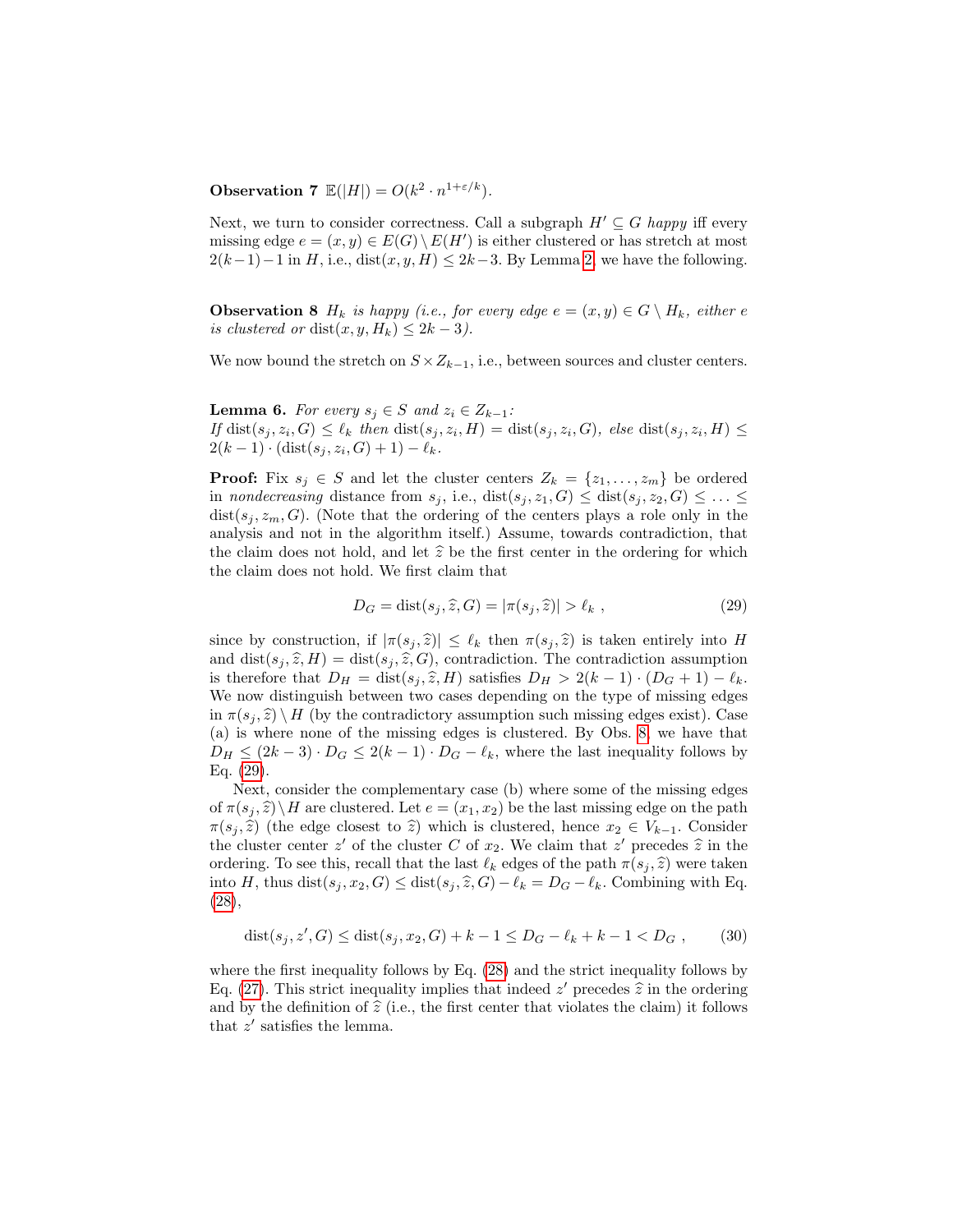**Observation 7** $\mathbb{E}(|H|) = O(k^2 \cdot n^{1+\varepsilon/k})$.

Next, we turn to consider correctness. Call a subgraph $H' \subseteq G$ *happy* iff every missing edge $e = (x, y) \in E(G) \setminus E(H')$ is either clustered or has stretch at most $2(k-1)-1$ in $H$, i.e., $\mathrm{dist}(x, y, H) \leq 2k-3$. By Lemma 2, we have the following.

**Observation 8** *$H_k$ is happy (i.e., for every edge $e = (x, y) \in G \setminus H_k$, either $e$ is clustered or $\mathrm{dist}(x, y, H_k) \leq 2k - 3$).*

We now bound the stretch on $S \times Z_{k-1}$, i.e., between sources and cluster centers.

**Lemma 6.** *For every $s_j \in S$ and $z_i \in Z_{k-1}$:*
*If $\mathrm{dist}(s_j, z_i, G) \leq \ell_k$ then $\mathrm{dist}(s_j, z_i, H) = \mathrm{dist}(s_j, z_i, G)$, else $\mathrm{dist}(s_j, z_i, H) \leq 2(k-1) \cdot (\mathrm{dist}(s_j, z_i, G) + 1) - \ell_k$.*

**Proof:** Fix $s_j \in S$ and let the cluster centers $Z_k = \{z_1, \ldots, z_m\}$ be ordered in *nondecreasing* distance from $s_j$, i.e., $\mathrm{dist}(s_j, z_1, G) \leq \mathrm{dist}(s_j, z_2, G) \leq \ldots \leq \mathrm{dist}(s_j, z_m, G)$. (Note that the ordering of the centers plays a role only in the analysis and not in the algorithm itself.) Assume, towards contradiction, that the claim does not hold, and let $\widehat{z}$ be the first center in the ordering for which the claim does not hold. We first claim that

$$D_G = \mathrm{dist}(s_j, \widehat{z}, G) = |\pi(s_j, \widehat{z})| > \ell_k \ , \tag{29}$$

since by construction, if $|\pi(s_j, \widehat{z})| \leq \ell_k$ then $\pi(s_j, \widehat{z})$ is taken entirely into $H$ and $\mathrm{dist}(s_j, \widehat{z}, H) = \mathrm{dist}(s_j, \widehat{z}, G)$, contradiction. The contradiction assumption is therefore that $D_H = \mathrm{dist}(s_j, \widehat{z}, H)$ satisfies $D_H > 2(k-1) \cdot (D_G + 1) - \ell_k$. We now distinguish between two cases depending on the type of missing edges in $\pi(s_j, \widehat{z}) \setminus H$ (by the contradictory assumption such missing edges exist). Case (a) is where none of the missing edges is clustered. By Obs. 8, we have that $D_H \leq (2k-3) \cdot D_G \leq 2(k-1) \cdot D_G - \ell_k$, where the last inequality follows by Eq. (29).

Next, consider the complementary case (b) where some of the missing edges of $\pi(s_j, \widehat{z}) \setminus H$ are clustered. Let $e = (x_1, x_2)$ be the last missing edge on the path $\pi(s_j, \widehat{z})$ (the edge closest to $\widehat{z}$) which is clustered, hence $x_2 \in V_{k-1}$. Consider the cluster center $z'$ of the cluster $C$ of $x_2$. We claim that $z'$ precedes $\widehat{z}$ in the ordering. To see this, recall that the last $\ell_k$ edges of the path $\pi(s_j, \widehat{z})$ were taken into $H$, thus $\mathrm{dist}(s_j, x_2, G) \leq \mathrm{dist}(s_j, \widehat{z}, G) - \ell_k = D_G - \ell_k$. Combining with Eq. (28),

$$\mathrm{dist}(s_j, z', G) \leq \mathrm{dist}(s_j, x_2, G) + k - 1 \leq D_G - \ell_k + k - 1 < D_G \ , \tag{30}$$

where the first inequality follows by Eq. (28) and the strict inequality follows by Eq. (27). This strict inequality implies that indeed $z'$ precedes $\widehat{z}$ in the ordering and by the definition of $\widehat{z}$ (i.e., the first center that violates the claim) it follows that $z'$ satisfies the lemma.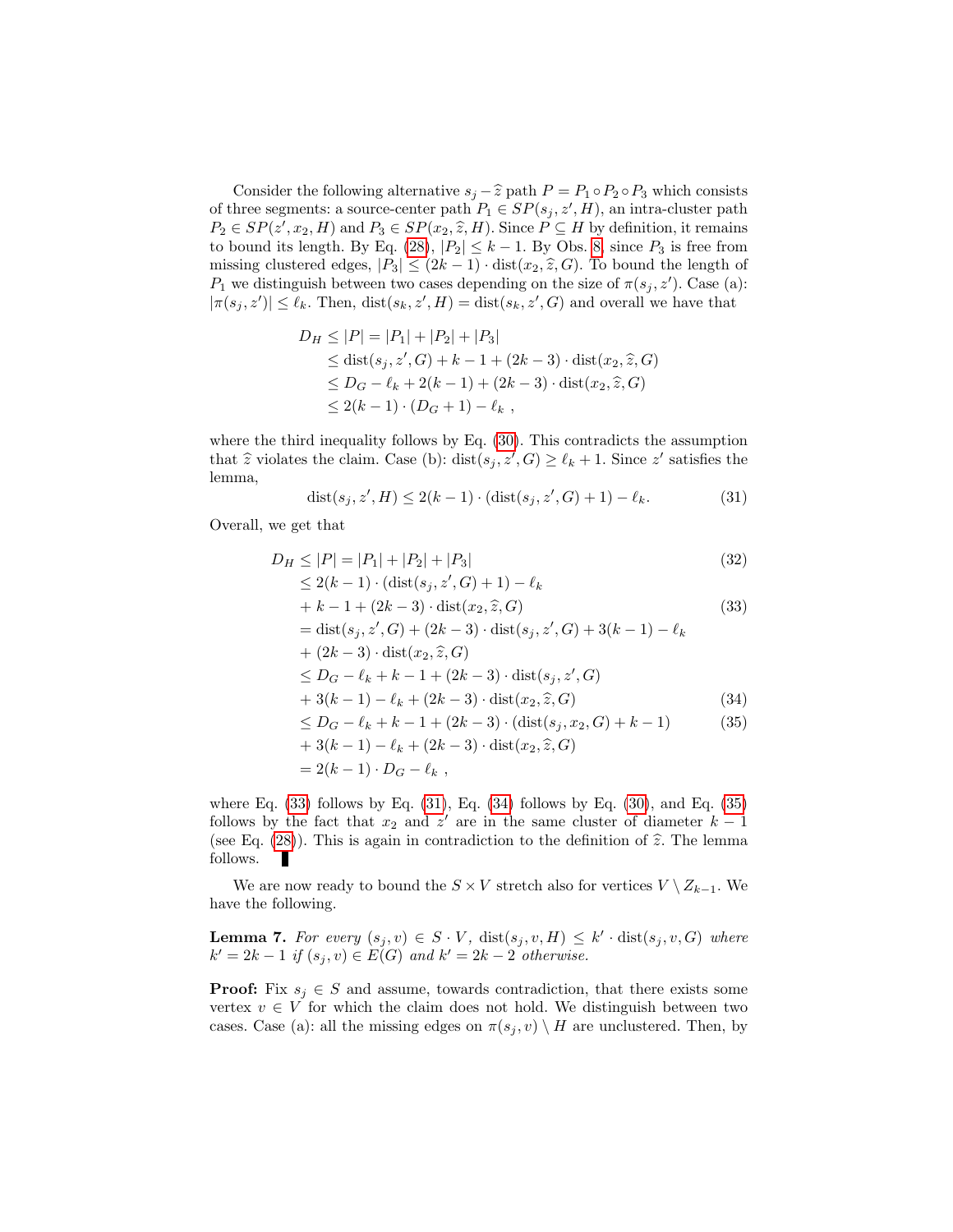Consider the following alternative $s_j - \widehat{z}$ path $P = P_1 \circ P_2 \circ P_3$ which consists of three segments: a source-center path $P_1 \in SP(s_j, z', H)$, an intra-cluster path $P_2 \in SP(z', x_2, H)$ and $P_3 \in SP(x_2, \widehat{z}, H)$. Since $P \subseteq H$ by definition, it remains to bound its length. By Eq. (28), $|P_2| \leq k-1$. By Obs. 8, since $P_3$ is free from missing clustered edges, $|P_3| \leq (2k-1) \cdot \text{dist}(x_2, \widehat{z}, G)$. To bound the length of $P_1$ we distinguish between two cases depending on the size of $\pi(s_j, z')$. Case (a): $|\pi(s_j, z')| \leq \ell_k$. Then, $\text{dist}(s_k, z', H) = \text{dist}(s_k, z', G)$ and overall we have that

$$
\begin{aligned}
D_H &\leq |P| = |P_1| + |P_2| + |P_3| \\
&\leq \text{dist}(s_j, z', G) + k - 1 + (2k-3) \cdot \text{dist}(x_2, \widehat{z}, G) \\
&\leq D_G - \ell_k + 2(k-1) + (2k-3) \cdot \text{dist}(x_2, \widehat{z}, G) \\
&\leq 2(k-1) \cdot (D_G + 1) - \ell_k ,
\end{aligned}
$$

where the third inequality follows by Eq. (30). This contradicts the assumption that $\widehat{z}$ violates the claim. Case (b): $\text{dist}(s_j, z', G) \geq \ell_k + 1$. Since $z'$ satisfies the lemma,

$$
\text{dist}(s_j, z', H) \leq 2(k-1) \cdot (\text{dist}(s_j, z', G) + 1) - \ell_k. \tag{31}
$$

Overall, we get that

$$
\begin{aligned}
D_H &\leq |P| = |P_1| + |P_2| + |P_3| && (32) \\
&\leq 2(k-1) \cdot (\text{dist}(s_j, z', G) + 1) - \ell_k \\
&+ k - 1 + (2k-3) \cdot \text{dist}(x_2, \widehat{z}, G) && (33) \\
&= \text{dist}(s_j, z', G) + (2k-3) \cdot \text{dist}(s_j, z', G) + 3(k-1) - \ell_k \\
&+ (2k-3) \cdot \text{dist}(x_2, \widehat{z}, G) \\
&\leq D_G - \ell_k + k - 1 + (2k-3) \cdot \text{dist}(s_j, z', G) \\
&+ 3(k-1) - \ell_k + (2k-3) \cdot \text{dist}(x_2, \widehat{z}, G) && (34) \\
&\leq D_G - \ell_k + k - 1 + (2k-3) \cdot (\text{dist}(s_j, x_2, G) + k - 1) && (35) \\
&+ 3(k-1) - \ell_k + (2k-3) \cdot \text{dist}(x_2, \widehat{z}, G) \\
&= 2(k-1) \cdot D_G - \ell_k ,
\end{aligned}
$$

where Eq. (33) follows by Eq. (31), Eq. (34) follows by Eq. (30), and Eq. (35) follows by the fact that $x_2$ and $z'$ are in the same cluster of diameter $k-1$ (see Eq. (28)). This is again in contradiction to the definition of $\widehat{z}$. The lemma follows. ∎

We are now ready to bound the $S \times V$ stretch also for vertices $V \setminus Z_{k-1}$. We have the following.

**Lemma 7.** *For every $(s_j, v) \in S \cdot V$, $\text{dist}(s_j, v, H) \leq k' \cdot \text{dist}(s_j, v, G)$ where $k' = 2k-1$ if $(s_j, v) \in E(G)$ and $k' = 2k-2$ otherwise.*

**Proof:** Fix $s_j \in S$ and assume, towards contradiction, that there exists some vertex $v \in V$ for which the claim does not hold. We distinguish between two cases. Case (a): all the missing edges on $\pi(s_j, v) \setminus H$ are unclustered. Then, by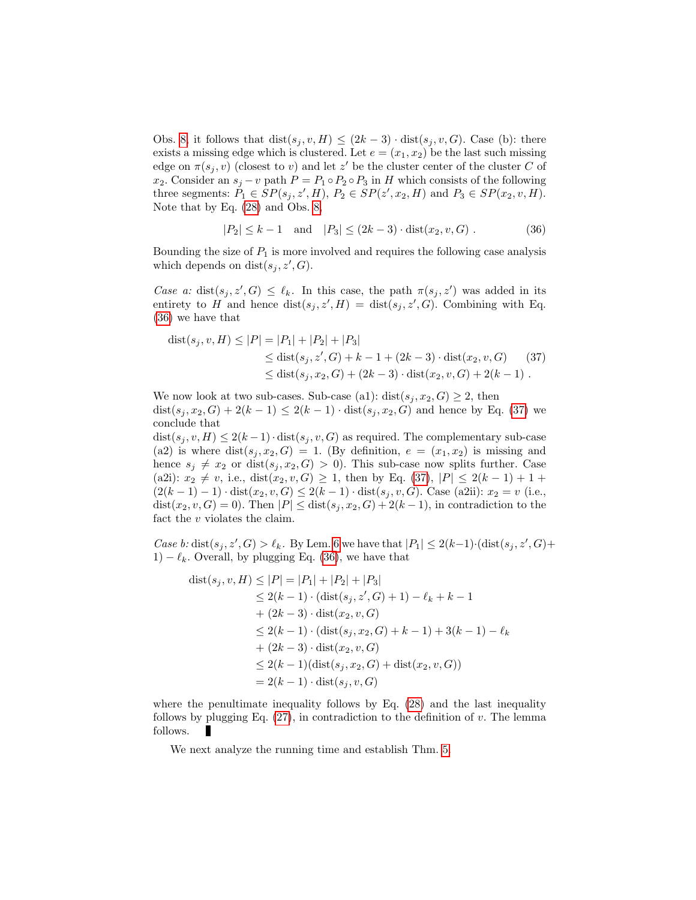Obs. 8, it follows that $\mathrm{dist}(s_j, v, H) \leq (2k-3) \cdot \mathrm{dist}(s_j, v, G)$. Case (b): there exists a missing edge which is clustered. Let $e = (x_1, x_2)$ be the last such missing edge on $\pi(s_j, v)$ (closest to $v$) and let $z'$ be the cluster center of the cluster $C$ of $x_2$. Consider an $s_j - v$ path $P = P_1 \circ P_2 \circ P_3$ in $H$ which consists of the following three segments: $P_1 \in SP(s_j, z', H)$, $P_2 \in SP(z', x_2, H)$ and $P_3 \in SP(x_2, v, H)$. Note that by Eq. (28) and Obs. 8,

$$|P_2| \leq k-1 \quad \text{and} \quad |P_3| \leq (2k-3) \cdot \mathrm{dist}(x_2, v, G) \ . \tag{36}$$

Bounding the size of $P_1$ is more involved and requires the following case analysis which depends on $\mathrm{dist}(s_j, z', G)$.

*Case a:* $\mathrm{dist}(s_j, z', G) \leq \ell_k$. In this case, the path $\pi(s_j, z')$ was added in its entirety to $H$ and hence $\mathrm{dist}(s_j, z', H) = \mathrm{dist}(s_j, z', G)$. Combining with Eq. (36) we have that

$$\begin{aligned}
\mathrm{dist}(s_j, v, H) \leq |P| &= |P_1| + |P_2| + |P_3| \\
&\leq \mathrm{dist}(s_j, z', G) + k - 1 + (2k-3) \cdot \mathrm{dist}(x_2, v, G) \qquad (37)\\
&\leq \mathrm{dist}(s_j, x_2, G) + (2k-3) \cdot \mathrm{dist}(x_2, v, G) + 2(k-1) \ .
\end{aligned}$$

We now look at two sub-cases. Sub-case (a1): $\mathrm{dist}(s_j, x_2, G) \geq 2$, then $\mathrm{dist}(s_j, x_2, G) + 2(k-1) \leq 2(k-1) \cdot \mathrm{dist}(s_j, x_2, G)$ and hence by Eq. (37) we conclude that
$\mathrm{dist}(s_j, v, H) \leq 2(k-1) \cdot \mathrm{dist}(s_j, v, G)$ as required. The complementary sub-case (a2) is where $\mathrm{dist}(s_j, x_2, G) = 1$. (By definition, $e = (x_1, x_2)$ is missing and hence $s_j \neq x_2$ or $\mathrm{dist}(s_j, x_2, G) > 0$). This sub-case now splits further. Case (a2i): $x_2 \neq v$, i.e., $\mathrm{dist}(x_2, v, G) \geq 1$, then by Eq. (37), $|P| \leq 2(k-1) + 1 + (2(k-1) - 1) \cdot \mathrm{dist}(x_2, v, G) \leq 2(k-1) \cdot \mathrm{dist}(s_j, v, G)$. Case (a2ii): $x_2 = v$ (i.e., $\mathrm{dist}(x_2, v, G) = 0$). Then $|P| \leq \mathrm{dist}(s_j, x_2, G) + 2(k-1)$, in contradiction to the fact the $v$ violates the claim.

*Case b:* $\mathrm{dist}(s_j, z', G) > \ell_k$. By Lem. 6 we have that $|P_1| \leq 2(k-1) \cdot (\mathrm{dist}(s_j, z', G) + 1) - \ell_k$. Overall, by plugging Eq. (36), we have that

$$\begin{aligned}
\mathrm{dist}(s_j, v, H) \leq |P| &= |P_1| + |P_2| + |P_3| \\
&\leq 2(k-1) \cdot (\mathrm{dist}(s_j, z', G) + 1) - \ell_k + k - 1 \\
&\quad + (2k-3) \cdot \mathrm{dist}(x_2, v, G) \\
&\leq 2(k-1) \cdot (\mathrm{dist}(s_j, x_2, G) + k - 1) + 3(k-1) - \ell_k \\
&\quad + (2k-3) \cdot \mathrm{dist}(x_2, v, G) \\
&\leq 2(k-1)(\mathrm{dist}(s_j, x_2, G) + \mathrm{dist}(x_2, v, G)) \\
&= 2(k-1) \cdot \mathrm{dist}(s_j, v, G)
\end{aligned}$$

where the penultimate inequality follows by Eq. (28) and the last inequality follows by plugging Eq. (27), in contradiction to the definition of $v$. The lemma follows. ∎

We next analyze the running time and establish Thm. 5.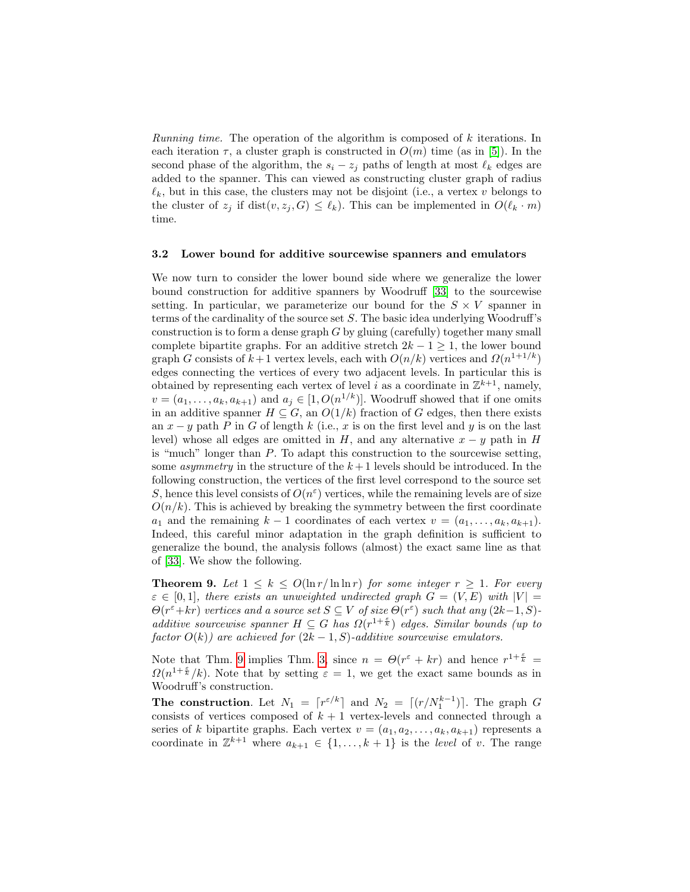*Running time.* The operation of the algorithm is composed of $k$ iterations. In each iteration $\tau$, a cluster graph is constructed in $O(m)$ time (as in [5]). In the second phase of the algorithm, the $s_i - z_j$ paths of length at most $\ell_k$ edges are added to the spanner. This can viewed as constructing cluster graph of radius $\ell_k$, but in this case, the clusters may not be disjoint (i.e., a vertex $v$ belongs to the cluster of $z_j$ if $\text{dist}(v, z_j, G) \leq \ell_k$). This can be implemented in $O(\ell_k \cdot m)$ time.

### 3.2 Lower bound for additive sourcewise spanners and emulators

We now turn to consider the lower bound side where we generalize the lower bound construction for additive spanners by Woodruff [33] to the sourcewise setting. In particular, we parameterize our bound for the $S \times V$ spanner in terms of the cardinality of the source set $S$. The basic idea underlying Woodruff's construction is to form a dense graph $G$ by gluing (carefully) together many small complete bipartite graphs. For an additive stretch $2k-1 \geq 1$, the lower bound graph $G$ consists of $k+1$ vertex levels, each with $O(n/k)$ vertices and $\Omega(n^{1+1/k})$ edges connecting the vertices of every two adjacent levels. In particular this is obtained by representing each vertex of level $i$ as a coordinate in $\mathbb{Z}^{k+1}$, namely, $v = (a_1, \ldots, a_k, a_{k+1})$ and $a_j \in [1, O(n^{1/k})]$. Woodruff showed that if one omits in an additive spanner $H \subseteq G$, an $O(1/k)$ fraction of $G$ edges, then there exists an $x - y$ path $P$ in $G$ of length $k$ (i.e., $x$ is on the first level and $y$ is on the last level) whose all edges are omitted in $H$, and any alternative $x - y$ path in $H$ is "much" longer than $P$. To adapt this construction to the sourcewise setting, some *asymmetry* in the structure of the $k+1$ levels should be introduced. In the following construction, the vertices of the first level correspond to the source set $S$, hence this level consists of $O(n^{\varepsilon})$ vertices, while the remaining levels are of size $O(n/k)$. This is achieved by breaking the symmetry between the first coordinate $a_1$ and the remaining $k-1$ coordinates of each vertex $v = (a_1, \ldots, a_k, a_{k+1})$. Indeed, this careful minor adaptation in the graph definition is sufficient to generalize the bound, the analysis follows (almost) the exact same line as that of [33]. We show the following.

**Theorem 9.** *Let $1 \leq k \leq O(\ln r / \ln \ln r)$ for some integer $r \geq 1$. For every $\varepsilon \in [0, 1]$, there exists an unweighted undirected graph $G = (V, E)$ with $|V| = \Theta(r^{\varepsilon} + kr)$ vertices and a source set $S \subseteq V$ of size $\Theta(r^{\varepsilon})$ such that any $(2k-1, S)$-additive sourcewise spanner $H \subseteq G$ has $\Omega(r^{1+\frac{\varepsilon}{k}})$ edges. Similar bounds (up to factor $O(k)$) are achieved for $(2k-1, S)$-additive sourcewise emulators.*

Note that Thm. 9 implies Thm. 3, since $n = \Theta(r^{\varepsilon} + kr)$ and hence $r^{1+\frac{\varepsilon}{k}} = \Omega(n^{1+\frac{\varepsilon}{k}}/k)$. Note that by setting $\varepsilon = 1$, we get the exact same bounds as in Woodruff's construction.

**The construction**. Let $N_1 = \lceil r^{\varepsilon/k} \rceil$ and $N_2 = \lceil (r/N_1^{k-1}) \rceil$. The graph $G$ consists of vertices composed of $k+1$ vertex-levels and connected through a series of $k$ bipartite graphs. Each vertex $v = (a_1, a_2, \ldots, a_k, a_{k+1})$ represents a coordinate in $\mathbb{Z}^{k+1}$ where $a_{k+1} \in \{1, \ldots, k+1\}$ is the *level* of $v$. The range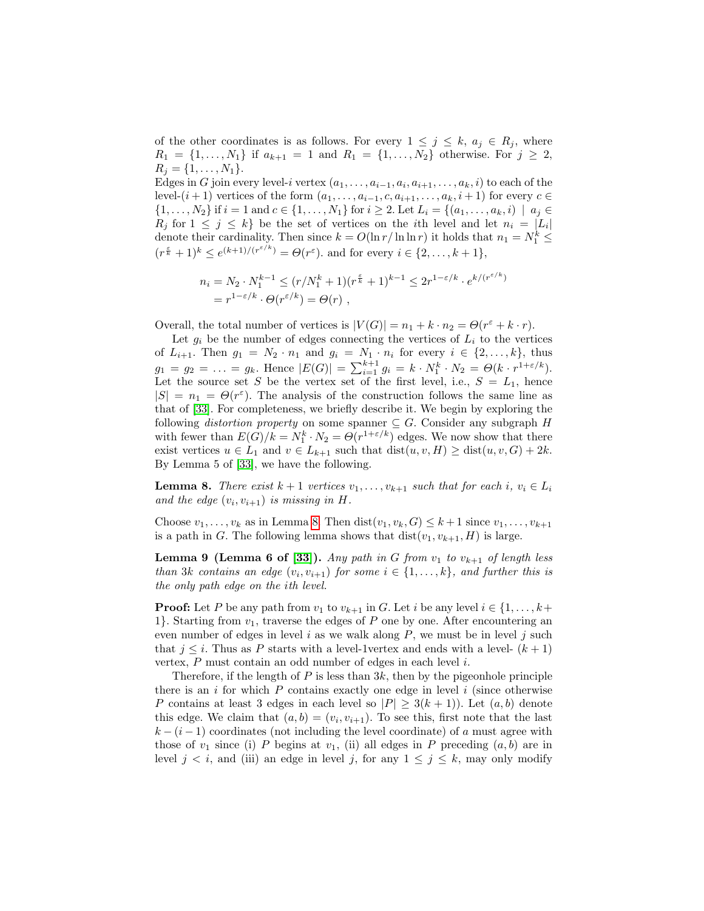of the other coordinates is as follows. For every $1 \leq j \leq k$, $a_j \in R_j$, where $R_1 = \{1, \ldots, N_1\}$ if $a_{k+1} = 1$ and $R_1 = \{1, \ldots, N_2\}$ otherwise. For $j \geq 2$, $R_j = \{1, \ldots, N_1\}$.

Edges in $G$ join every level-$i$ vertex $(a_1, \ldots, a_{i-1}, a_i, a_{i+1}, \ldots, a_k, i)$ to each of the level-$(i+1)$ vertices of the form $(a_1, \ldots, a_{i-1}, c, a_{i+1}, \ldots, a_k, i+1)$ for every $c \in \{1, \ldots, N_2\}$ if $i = 1$ and $c \in \{1, \ldots, N_1\}$ for $i \geq 2$. Let $L_i = \{(a_1, \ldots, a_k, i) \mid a_j \in R_j \text{ for } 1 \leq j \leq k\}$ be the set of vertices on the $i$th level and let $n_i = |L_i|$ denote their cardinality. Then since $k = O(\ln r / \ln \ln r)$ it holds that $n_1 = N_1^k \leq (r^{\frac{\varepsilon}{k}} + 1)^k \leq e^{(k+1)/(r^{\varepsilon/k})} = \Theta(r^{\varepsilon})$. and for every $i \in \{2, \ldots, k+1\}$,

$$n_i = N_2 \cdot N_1^{k-1} \leq (r/N_1^k + 1)(r^{\frac{\varepsilon}{k}} + 1)^{k-1} \leq 2r^{1-\varepsilon/k} \cdot e^{k/(r^{\varepsilon/k})}$$
$$= r^{1-\varepsilon/k} \cdot \Theta(r^{\varepsilon/k}) = \Theta(r) \ ,$$

Overall, the total number of vertices is $|V(G)| = n_1 + k \cdot n_2 = \Theta(r^{\varepsilon} + k \cdot r)$.

Let $g_i$ be the number of edges connecting the vertices of $L_i$ to the vertices of $L_{i+1}$. Then $g_1 = N_2 \cdot n_1$ and $g_i = N_1 \cdot n_i$ for every $i \in \{2, \ldots, k\}$, thus $g_1 = g_2 = \ldots = g_k$. Hence $|E(G)| = \sum_{i=1}^{k+1} g_i = k \cdot N_1^k \cdot N_2 = \Theta(k \cdot r^{1+\varepsilon/k})$. Let the source set $S$ be the vertex set of the first level, i.e., $S = L_1$, hence $|S| = n_1 = \Theta(r^{\varepsilon})$. The analysis of the construction follows the same line as that of [33]. For completeness, we briefly describe it. We begin by exploring the following *distortion property* on some spanner $\subseteq G$. Consider any subgraph $H$ with fewer than $E(G)/k = N_1^k \cdot N_2 = \Theta(r^{1+\varepsilon/k})$ edges. We now show that there exist vertices $u \in L_1$ and $v \in L_{k+1}$ such that $\text{dist}(u, v, H) \geq \text{dist}(u, v, G) + 2k$. By Lemma 5 of [33], we have the following.

**Lemma 8.** *There exist $k+1$ vertices $v_1, \ldots, v_{k+1}$ such that for each $i$, $v_i \in L_i$ and the edge $(v_i, v_{i+1})$ is missing in $H$.*

Choose $v_1, \ldots, v_k$ as in Lemma 8. Then $\text{dist}(v_1, v_k, G) \leq k+1$ since $v_1, \ldots, v_{k+1}$ is a path in $G$. The following lemma shows that $\text{dist}(v_1, v_{k+1}, H)$ is large.

**Lemma 9 (Lemma 6 of [33]).** *Any path in $G$ from $v_1$ to $v_{k+1}$ of length less than $3k$ contains an edge $(v_i, v_{i+1})$ for some $i \in \{1, \ldots, k\}$, and further this is the only path edge on the $i$th level.*

**Proof:** Let $P$ be any path from $v_1$ to $v_{k+1}$ in $G$. Let $i$ be any level $i \in \{1, \ldots, k+1\}$. Starting from $v_1$, traverse the edges of $P$ one by one. After encountering an even number of edges in level $i$ as we walk along $P$, we must be in level $j$ such that $j \leq i$. Thus as $P$ starts with a level-1vertex and ends with a level- $(k+1)$ vertex, $P$ must contain an odd number of edges in each level $i$.

Therefore, if the length of $P$ is less than $3k$, then by the pigeonhole principle there is an $i$ for which $P$ contains exactly one edge in level $i$ (since otherwise $P$ contains at least 3 edges in each level so $|P| \geq 3(k+1)$). Let $(a, b)$ denote this edge. We claim that $(a, b) = (v_i, v_{i+1})$. To see this, first note that the last $k - (i-1)$ coordinates (not including the level coordinate) of $a$ must agree with those of $v_1$ since (i) $P$ begins at $v_1$, (ii) all edges in $P$ preceding $(a, b)$ are in level $j < i$, and (iii) an edge in level $j$, for any $1 \leq j \leq k$, may only modify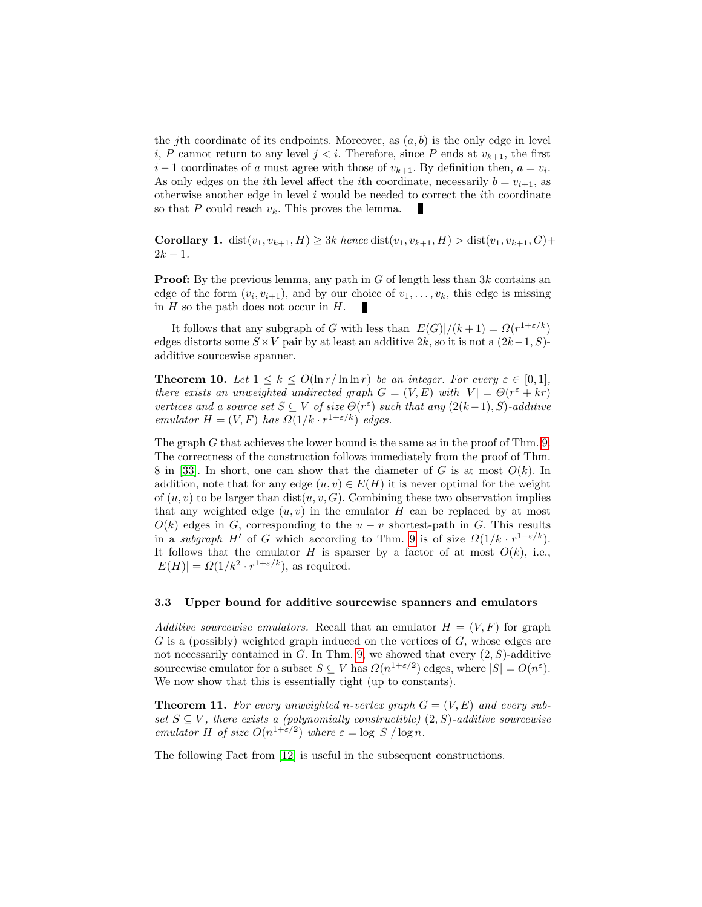the $j$th coordinate of its endpoints. Moreover, as $(a, b)$ is the only edge in level $i$, $P$ cannot return to any level $j < i$. Therefore, since $P$ ends at $v_{k+1}$, the first $i-1$ coordinates of $a$ must agree with those of $v_{k+1}$. By definition then, $a = v_i$. As only edges on the $i$th level affect the $i$th coordinate, necessarily $b = v_{i+1}$, as otherwise another edge in level $i$ would be needed to correct the $i$th coordinate so that $P$ could reach $v_k$. This proves the lemma. ∎

**Corollary 1.** $\text{dist}(v_1, v_{k+1}, H) \geq 3k$ *hence* $\text{dist}(v_1, v_{k+1}, H) > \text{dist}(v_1, v_{k+1}, G) + 2k - 1$.

**Proof:** By the previous lemma, any path in $G$ of length less than $3k$ contains an edge of the form $(v_i, v_{i+1})$, and by our choice of $v_1, \ldots, v_k$, this edge is missing in $H$ so the path does not occur in $H$. ∎

It follows that any subgraph of $G$ with less than $|E(G)|/(k+1) = \Omega(r^{1+\varepsilon/k})$ edges distorts some $S \times V$ pair by at least an additive $2k$, so it is not a $(2k-1, S)$-additive sourcewise spanner.

**Theorem 10.** *Let $1 \leq k \leq O(\ln r / \ln \ln r)$ be an integer. For every $\varepsilon \in [0, 1]$, there exists an unweighted undirected graph $G = (V, E)$ with $|V| = \Theta(r^{\varepsilon} + kr)$ vertices and a source set $S \subseteq V$ of size $\Theta(r^{\varepsilon})$ such that any $(2(k-1), S)$-additive emulator $H = (V, F)$ has $\Omega(1/k \cdot r^{1+\varepsilon/k})$ edges.*

The graph $G$ that achieves the lower bound is the same as in the proof of Thm. 9. The correctness of the construction follows immediately from the proof of Thm. 8 in [33]. In short, one can show that the diameter of $G$ is at most $O(k)$. In addition, note that for any edge $(u, v) \in E(H)$ it is never optimal for the weight of $(u, v)$ to be larger than $\text{dist}(u, v, G)$. Combining these two observation implies that any weighted edge $(u, v)$ in the emulator $H$ can be replaced by at most $O(k)$ edges in $G$, corresponding to the $u - v$ shortest-path in $G$. This results in a *subgraph* $H'$ of $G$ which according to Thm. 9 is of size $\Omega(1/k \cdot r^{1+\varepsilon/k})$. It follows that the emulator $H$ is sparser by a factor of at most $O(k)$, i.e., $|E(H)| = \Omega(1/k^2 \cdot r^{1+\varepsilon/k})$, as required.

### 3.3 Upper bound for additive sourcewise spanners and emulators

*Additive sourcewise emulators.* Recall that an emulator $H = (V, F)$ for graph $G$ is a (possibly) weighted graph induced on the vertices of $G$, whose edges are not necessarily contained in $G$. In Thm. 9, we showed that every $(2, S)$-additive sourcewise emulator for a subset $S \subseteq V$ has $\Omega(n^{1+\varepsilon/2})$ edges, where $|S| = O(n^{\varepsilon})$. We now show that this is essentially tight (up to constants).

**Theorem 11.** *For every unweighted $n$-vertex graph $G = (V, E)$ and every subset $S \subseteq V$, there exists a (polynomially constructible) $(2, S)$-additive sourcewise emulator $H$ of size $O(n^{1+\varepsilon/2})$ where $\varepsilon = \log |S| / \log n$.*

The following Fact from [12] is useful in the subsequent constructions.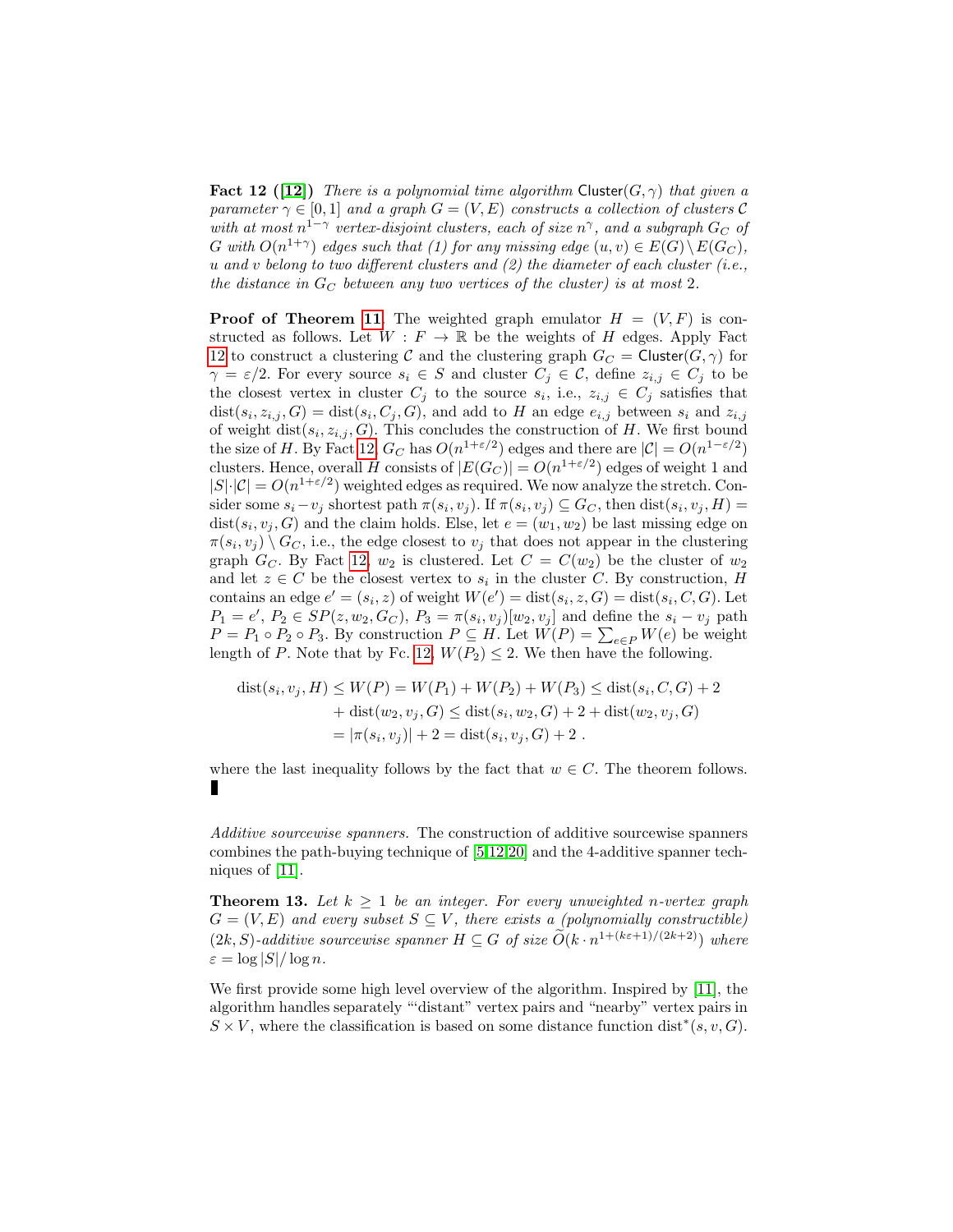**Fact 12 ([12])** *There is a polynomial time algorithm* $\mathsf{Cluster}(G, \gamma)$ *that given a parameter* $\gamma \in [0, 1]$ *and a graph* $G = (V, E)$ *constructs a collection of clusters* $\mathcal{C}$ *with at most* $n^{1-\gamma}$ *vertex-disjoint clusters, each of size* $n^{\gamma}$*, and a subgraph* $G_C$ *of* $G$ *with* $O(n^{1+\gamma})$ *edges such that (1) for any missing edge* $(u, v) \in E(G) \setminus E(G_C)$*,* $u$ *and* $v$ *belong to two different clusters and (2) the diameter of each cluster (i.e., the distance in* $G_C$ *between any two vertices of the cluster) is at most* 2*.*

**Proof of Theorem 11.** The weighted graph emulator $H = (V, F)$ is constructed as follows. Let $W : F \to \mathbb{R}$ be the weights of $H$ edges. Apply Fact 12 to construct a clustering $\mathcal{C}$ and the clustering graph $G_C = \mathsf{Cluster}(G, \gamma)$ for $\gamma = \varepsilon/2$. For every source $s_i \in S$ and cluster $C_j \in \mathcal{C}$, define $z_{i,j} \in C_j$ to be the closest vertex in cluster $C_j$ to the source $s_i$, i.e., $z_{i,j} \in C_j$ satisfies that $\mathrm{dist}(s_i, z_{i,j}, G) = \mathrm{dist}(s_i, C_j, G)$, and add to $H$ an edge $e_{i,j}$ between $s_i$ and $z_{i,j}$ of weight $\mathrm{dist}(s_i, z_{i,j}, G)$. This concludes the construction of $H$. We first bound the size of $H$. By Fact 12, $G_C$ has $O(n^{1+\varepsilon/2})$ edges and there are $|\mathcal{C}| = O(n^{1-\varepsilon/2})$ clusters. Hence, overall $H$ consists of $|E(G_C)| = O(n^{1+\varepsilon/2})$ edges of weight 1 and $|S| \cdot |\mathcal{C}| = O(n^{1+\varepsilon/2})$ weighted edges as required. We now analyze the stretch. Consider some $s_i - v_j$ shortest path $\pi(s_i, v_j)$. If $\pi(s_i, v_j) \subseteq G_C$, then $\mathrm{dist}(s_i, v_j, H) = \mathrm{dist}(s_i, v_j, G)$ and the claim holds. Else, let $e = (w_1, w_2)$ be last missing edge on $\pi(s_i, v_j) \setminus G_C$, i.e., the edge closest to $v_j$ that does not appear in the clustering graph $G_C$. By Fact 12, $w_2$ is clustered. Let $C = C(w_2)$ be the cluster of $w_2$ and let $z \in C$ be the closest vertex to $s_i$ in the cluster $C$. By construction, $H$ contains an edge $e' = (s_i, z)$ of weight $W(e') = \mathrm{dist}(s_i, z, G) = \mathrm{dist}(s_i, C, G)$. Let $P_1 = e'$, $P_2 \in SP(z, w_2, G_C)$, $P_3 = \pi(s_i, v_j)[w_2, v_j]$ and define the $s_i - v_j$ path $P = P_1 \circ P_2 \circ P_3$. By construction $P \subseteq H$. Let $W(P) = \sum_{e \in P} W(e)$ be weight length of $P$. Note that by Fc. 12, $W(P_2) \leq 2$. We then have the following.

$$
\begin{aligned}
\mathrm{dist}(s_i, v_j, H) &\leq W(P) = W(P_1) + W(P_2) + W(P_3) \leq \mathrm{dist}(s_i, C, G) + 2 \\
&+ \mathrm{dist}(w_2, v_j, G) \leq \mathrm{dist}(s_i, w_2, G) + 2 + \mathrm{dist}(w_2, v_j, G) \\
&= |\pi(s_i, v_j)| + 2 = \mathrm{dist}(s_i, v_j, G) + 2 \ .
\end{aligned}
$$

where the last inequality follows by the fact that $w \in C$. The theorem follows. ∎

*Additive sourcewise spanners.* The construction of additive sourcewise spanners combines the path-buying technique of [5,12,20] and the 4-additive spanner techniques of [11].

**Theorem 13.** *Let* $k \geq 1$ *be an integer. For every unweighted* $n$*-vertex graph* $G = (V, E)$ *and every subset* $S \subseteq V$*, there exists a (polynomially constructible)* $(2k, S)$*-additive sourcewise spanner* $H \subseteq G$ *of size* $\widetilde{O}(k \cdot n^{1+(k\varepsilon+1)/(2k+2)})$ *where* $\varepsilon = \log |S| / \log n$*.*

We first provide some high level overview of the algorithm. Inspired by [11], the algorithm handles separately "'distant" vertex pairs and "nearby" vertex pairs in $S \times V$, where the classification is based on some distance function $\mathrm{dist}^*(s, v, G)$.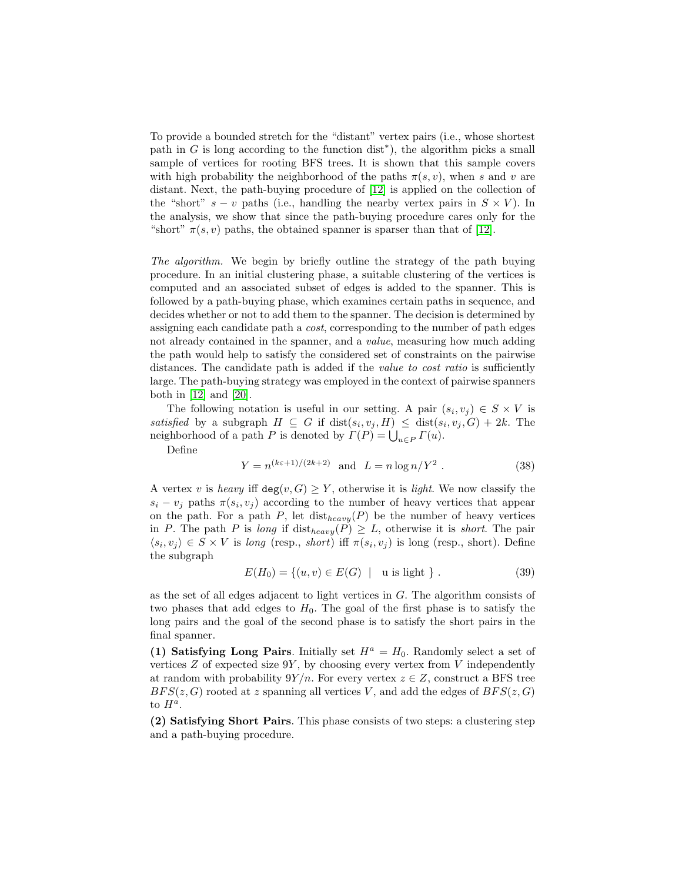To provide a bounded stretch for the "distant" vertex pairs (i.e., whose shortest path in $G$ is long according to the function $\text{dist}^*$), the algorithm picks a small sample of vertices for rooting BFS trees. It is shown that this sample covers with high probability the neighborhood of the paths $\pi(s,v)$, when $s$ and $v$ are distant. Next, the path-buying procedure of [12] is applied on the collection of the "short" $s-v$ paths (i.e., handling the nearby vertex pairs in $S \times V$). In the analysis, we show that since the path-buying procedure cares only for the "short" $\pi(s,v)$ paths, the obtained spanner is sparser than that of [12].

*The algorithm.* We begin by briefly outline the strategy of the path buying procedure. In an initial clustering phase, a suitable clustering of the vertices is computed and an associated subset of edges is added to the spanner. This is followed by a path-buying phase, which examines certain paths in sequence, and decides whether or not to add them to the spanner. The decision is determined by assigning each candidate path a *cost*, corresponding to the number of path edges not already contained in the spanner, and a *value*, measuring how much adding the path would help to satisfy the considered set of constraints on the pairwise distances. The candidate path is added if the *value to cost ratio* is sufficiently large. The path-buying strategy was employed in the context of pairwise spanners both in [12] and [20].

The following notation is useful in our setting. A pair $(s_i, v_j) \in S \times V$ is *satisfied* by a subgraph $H \subseteq G$ if $\text{dist}(s_i, v_j, H) \leq \text{dist}(s_i, v_j, G) + 2k$. The neighborhood of a path $P$ is denoted by $\Gamma(P) = \bigcup_{u \in P} \Gamma(u)$.

Define

$$Y = n^{(k\varepsilon+1)/(2k+2)} \quad \text{and} \quad L = n \log n / Y^2 \ . \tag{38}$$

A vertex $v$ is *heavy* iff $\texttt{deg}(v,G) \geq Y$, otherwise it is *light*. We now classify the $s_i - v_j$ paths $\pi(s_i, v_j)$ according to the number of heavy vertices that appear on the path. For a path $P$, let $\text{dist}_{heavy}(P)$ be the number of heavy vertices in $P$. The path $P$ is *long* if $\text{dist}_{heavy}(P) \geq L$, otherwise it is *short*. The pair $\langle s_i, v_j \rangle \in S \times V$ is *long* (resp., *short*) iff $\pi(s_i, v_j)$ is long (resp., short). Define the subgraph

$$E(H_0) = \{(u,v) \in E(G) \ \mid \ \text{u is light } \} \ . \tag{39}$$

as the set of all edges adjacent to light vertices in $G$. The algorithm consists of two phases that add edges to $H_0$. The goal of the first phase is to satisfy the long pairs and the goal of the second phase is to satisfy the short pairs in the final spanner.

**(1) Satisfying Long Pairs**. Initially set $H^a = H_0$. Randomly select a set of vertices $Z$ of expected size $9Y$, by choosing every vertex from $V$ independently at random with probability $9Y/n$. For every vertex $z \in Z$, construct a BFS tree $BFS(z,G)$ rooted at $z$ spanning all vertices $V$, and add the edges of $BFS(z,G)$ to $H^a$.

**(2) Satisfying Short Pairs**. This phase consists of two steps: a clustering step and a path-buying procedure.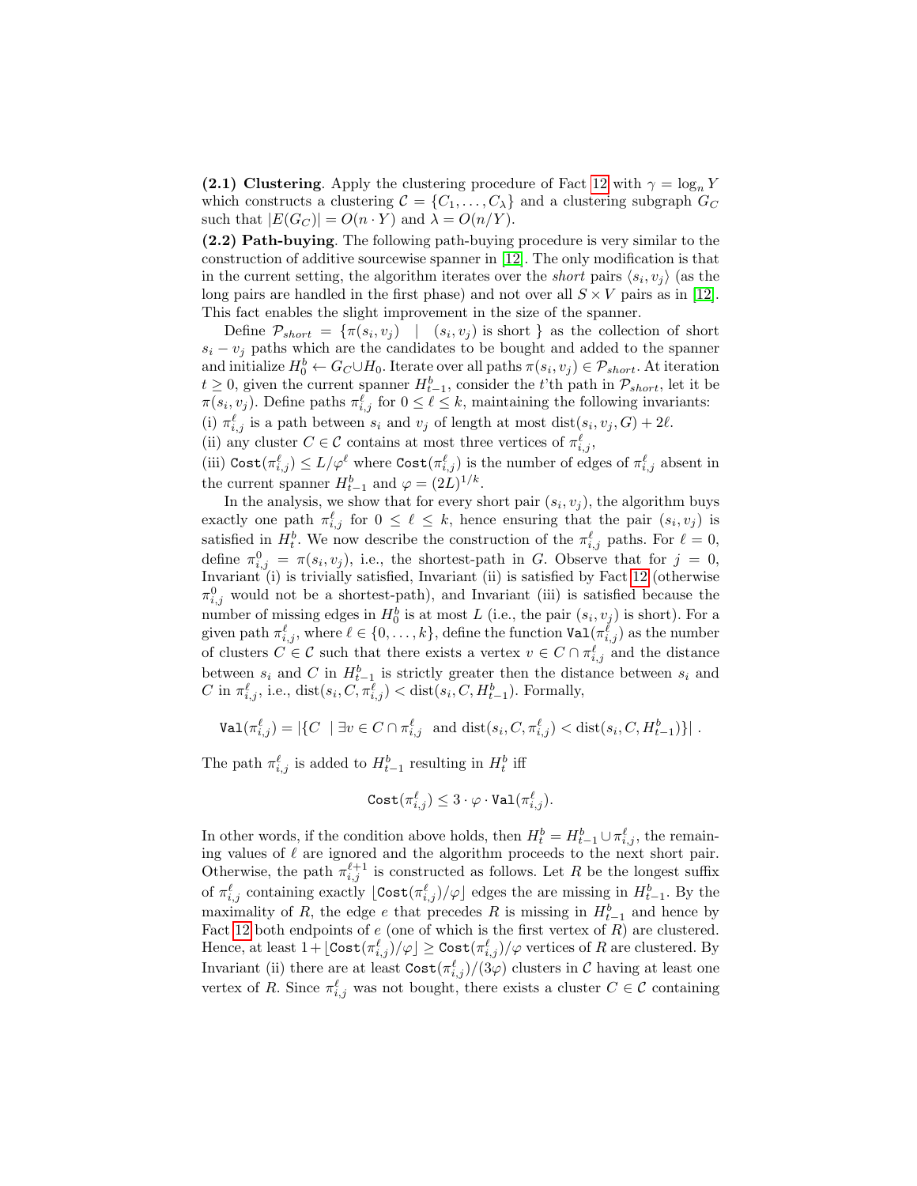**(2.1) Clustering**. Apply the clustering procedure of Fact 12 with $\gamma = \log_n Y$ which constructs a clustering $\mathcal{C} = \{C_1, \ldots, C_\lambda\}$ and a clustering subgraph $G_C$ such that $|E(G_C)| = O(n \cdot Y)$ and $\lambda = O(n/Y)$.

**(2.2) Path-buying**. The following path-buying procedure is very similar to the construction of additive sourcewise spanner in [12]. The only modification is that in the current setting, the algorithm iterates over the *short* pairs $\langle s_i, v_j \rangle$ (as the long pairs are handled in the first phase) and not over all $S \times V$ pairs as in [12]. This fact enables the slight improvement in the size of the spanner.

Define $\mathcal{P}_{short} = \{\pi(s_i, v_j) \mid (s_i, v_j) \text{ is short }\}$ as the collection of short $s_i - v_j$ paths which are the candidates to be bought and added to the spanner and initialize $H_0^b \leftarrow G_C \cup H_0$. Iterate over all paths $\pi(s_i, v_j) \in \mathcal{P}_{short}$. At iteration $t \geq 0$, given the current spanner $H_{t-1}^b$, consider the $t$'th path in $\mathcal{P}_{short}$, let it be $\pi(s_i, v_j)$. Define paths $\pi_{i,j}^\ell$ for $0 \leq \ell \leq k$, maintaining the following invariants:
(i) $\pi_{i,j}^\ell$ is a path between $s_i$ and $v_j$ of length at most $\text{dist}(s_i, v_j, G) + 2\ell$.
(ii) any cluster $C \in \mathcal{C}$ contains at most three vertices of $\pi_{i,j}^\ell$,
(iii) $\texttt{Cost}(\pi_{i,j}^\ell) \leq L/\varphi^\ell$ where $\texttt{Cost}(\pi_{i,j}^\ell)$ is the number of edges of $\pi_{i,j}^\ell$ absent in the current spanner $H_{t-1}^b$ and $\varphi = (2L)^{1/k}$.

In the analysis, we show that for every short pair $(s_i, v_j)$, the algorithm buys exactly one path $\pi_{i,j}^\ell$ for $0 \leq \ell \leq k$, hence ensuring that the pair $(s_i, v_j)$ is satisfied in $H_t^b$. We now describe the construction of the $\pi_{i,j}^\ell$ paths. For $\ell = 0$, define $\pi_{i,j}^0 = \pi(s_i, v_j)$, i.e., the shortest-path in $G$. Observe that for $j = 0$, Invariant (i) is trivially satisfied, Invariant (ii) is satisfied by Fact 12 (otherwise $\pi_{i,j}^0$ would not be a shortest-path), and Invariant (iii) is satisfied because the number of missing edges in $H_0^b$ is at most $L$ (i.e., the pair $(s_i, v_j)$ is short). For a given path $\pi_{i,j}^\ell$, where $\ell \in \{0, \ldots, k\}$, define the function $\texttt{Val}(\pi_{i,j}^\ell)$ as the number of clusters $C \in \mathcal{C}$ such that there exists a vertex $v \in C \cap \pi_{i,j}^\ell$ and the distance between $s_i$ and $C$ in $H_{t-1}^b$ is strictly greater then the distance between $s_i$ and $C$ in $\pi_{i,j}^\ell$, i.e., $\text{dist}(s_i, C, \pi_{i,j}^\ell) < \text{dist}(s_i, C, H_{t-1}^b)$. Formally,

$$\texttt{Val}(\pi_{i,j}^\ell) = |\{C \mid \exists v \in C \cap \pi_{i,j}^\ell \text{ and } \text{dist}(s_i, C, \pi_{i,j}^\ell) < \text{dist}(s_i, C, H_{t-1}^b)\}| \; .$$

The path $\pi_{i,j}^\ell$ is added to $H_{t-1}^b$ resulting in $H_t^b$ iff

$$\texttt{Cost}(\pi_{i,j}^\ell) \leq 3 \cdot \varphi \cdot \texttt{Val}(\pi_{i,j}^\ell).$$

In other words, if the condition above holds, then $H_t^b = H_{t-1}^b \cup \pi_{i,j}^\ell$, the remaining values of $\ell$ are ignored and the algorithm proceeds to the next short pair. Otherwise, the path $\pi_{i,j}^{\ell+1}$ is constructed as follows. Let $R$ be the longest suffix of $\pi_{i,j}^\ell$ containing exactly $\lfloor \texttt{Cost}(\pi_{i,j}^\ell)/\varphi \rfloor$ edges the are missing in $H_{t-1}^b$. By the maximality of $R$, the edge $e$ that precedes $R$ is missing in $H_{t-1}^b$ and hence by Fact 12 both endpoints of $e$ (one of which is the first vertex of $R$) are clustered. Hence, at least $1 + \lfloor \texttt{Cost}(\pi_{i,j}^\ell)/\varphi \rfloor \geq \texttt{Cost}(\pi_{i,j}^\ell)/\varphi$ vertices of $R$ are clustered. By Invariant (ii) there are at least $\texttt{Cost}(\pi_{i,j}^\ell)/(3\varphi)$ clusters in $\mathcal{C}$ having at least one vertex of $R$. Since $\pi_{i,j}^\ell$ was not bought, there exists a cluster $C \in \mathcal{C}$ containing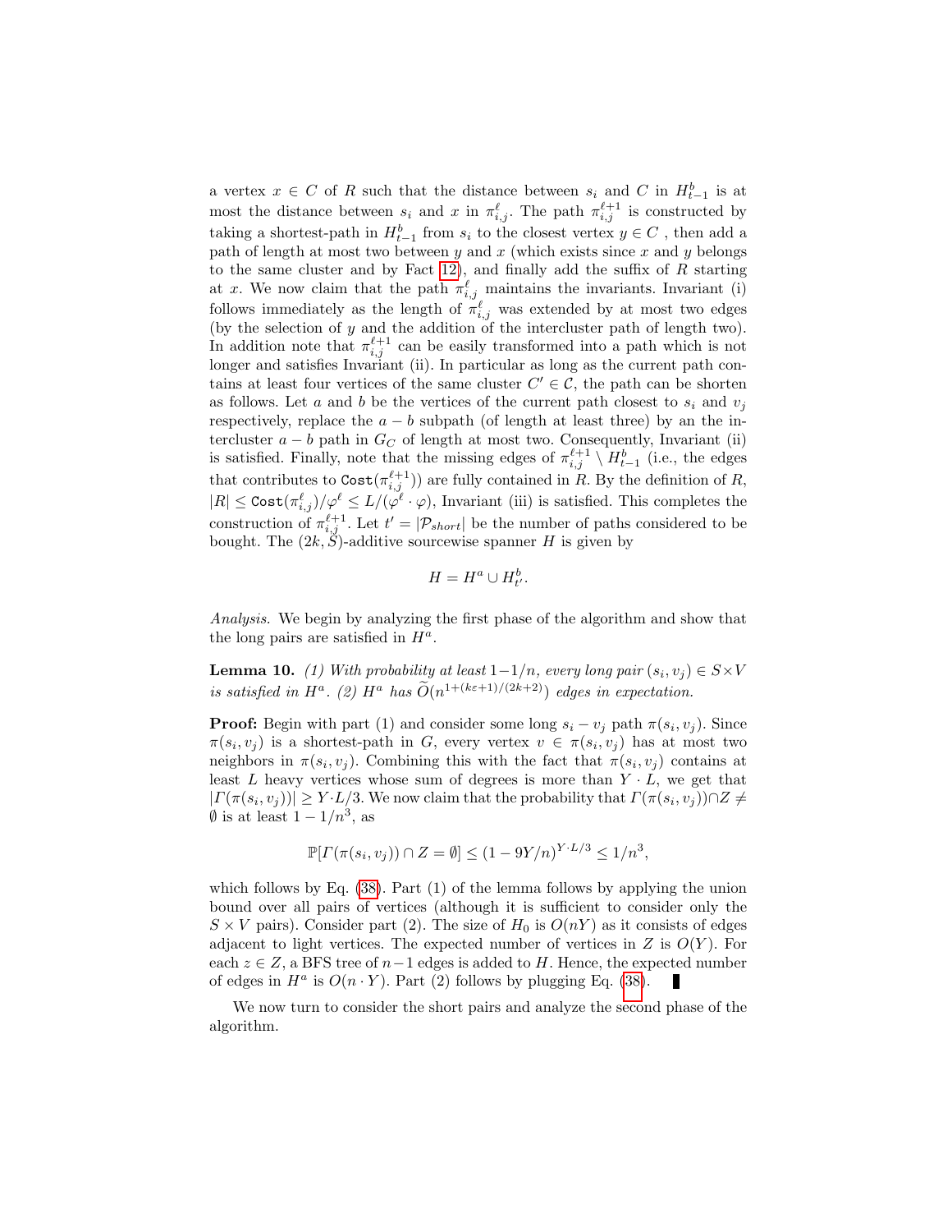a vertex $x \in C$ of $R$ such that the distance between $s_i$ and $C$ in $H^b_{t-1}$ is at most the distance between $s_i$ and $x$ in $\pi^{\ell}_{i,j}$. The path $\pi^{\ell+1}_{i,j}$ is constructed by taking a shortest-path in $H^b_{t-1}$ from $s_i$ to the closest vertex $y \in C$ , then add a path of length at most two between $y$ and $x$ (which exists since $x$ and $y$ belongs to the same cluster and by Fact 12), and finally add the suffix of $R$ starting at $x$. We now claim that the path $\pi^{\ell}_{i,j}$ maintains the invariants. Invariant (i) follows immediately as the length of $\pi^{\ell}_{i,j}$ was extended by at most two edges (by the selection of $y$ and the addition of the intercluster path of length two). In addition note that $\pi^{\ell+1}_{i,j}$ can be easily transformed into a path which is not longer and satisfies Invariant (ii). In particular as long as the current path contains at least four vertices of the same cluster $C' \in \mathcal{C}$, the path can be shorten as follows. Let $a$ and $b$ be the vertices of the current path closest to $s_i$ and $v_j$ respectively, replace the $a - b$ subpath (of length at least three) by an the intercluster $a - b$ path in $G_C$ of length at most two. Consequently, Invariant (ii) is satisfied. Finally, note that the missing edges of $\pi^{\ell+1}_{i,j} \setminus H^b_{t-1}$ (i.e., the edges that contributes to $\texttt{Cost}(\pi^{\ell+1}_{i,j})$) are fully contained in $R$. By the definition of $R$, $|R| \leq \texttt{Cost}(\pi^{\ell}_{i,j})/\varphi^{\ell} \leq L/(\varphi^{\ell} \cdot \varphi)$, Invariant (iii) is satisfied. This completes the construction of $\pi^{\ell+1}_{i,j}$. Let $t' = |\mathcal{P}_{short}|$ be the number of paths considered to be bought. The $(2k, S)$-additive sourcewise spanner $H$ is given by

$$H = H^a \cup H^b_{t'}.$$

*Analysis.* We begin by analyzing the first phase of the algorithm and show that the long pairs are satisfied in $H^a$.

**Lemma 10.** *(1) With probability at least $1-1/n$, every long pair $(s_i, v_j) \in S \times V$ is satisfied in $H^a$. (2) $H^a$ has $\widetilde{O}(n^{1+(k\varepsilon+1)/(2k+2)})$ edges in expectation.*

**Proof:** Begin with part (1) and consider some long $s_i - v_j$ path $\pi(s_i, v_j)$. Since $\pi(s_i, v_j)$ is a shortest-path in $G$, every vertex $v \in \pi(s_i, v_j)$ has at most two neighbors in $\pi(s_i, v_j)$. Combining this with the fact that $\pi(s_i, v_j)$ contains at least $L$ heavy vertices whose sum of degrees is more than $Y \cdot L$, we get that $|\Gamma(\pi(s_i, v_j))| \geq Y \cdot L/3$. We now claim that the probability that $\Gamma(\pi(s_i, v_j)) \cap Z \neq \emptyset$ is at least $1 - 1/n^3$, as

$$\mathbb{P}[\Gamma(\pi(s_i, v_j)) \cap Z = \emptyset] \leq (1 - 9Y/n)^{Y \cdot L/3} \leq 1/n^3,$$

which follows by Eq. (38). Part (1) of the lemma follows by applying the union bound over all pairs of vertices (although it is sufficient to consider only the $S \times V$ pairs). Consider part (2). The size of $H_0$ is $O(nY)$ as it consists of edges adjacent to light vertices. The expected number of vertices in $Z$ is $O(Y)$. For each $z \in Z$, a BFS tree of $n-1$ edges is added to $H$. Hence, the expected number of edges in $H^a$ is $O(n \cdot Y)$. Part (2) follows by plugging Eq. (38). ∎

We now turn to consider the short pairs and analyze the second phase of the algorithm.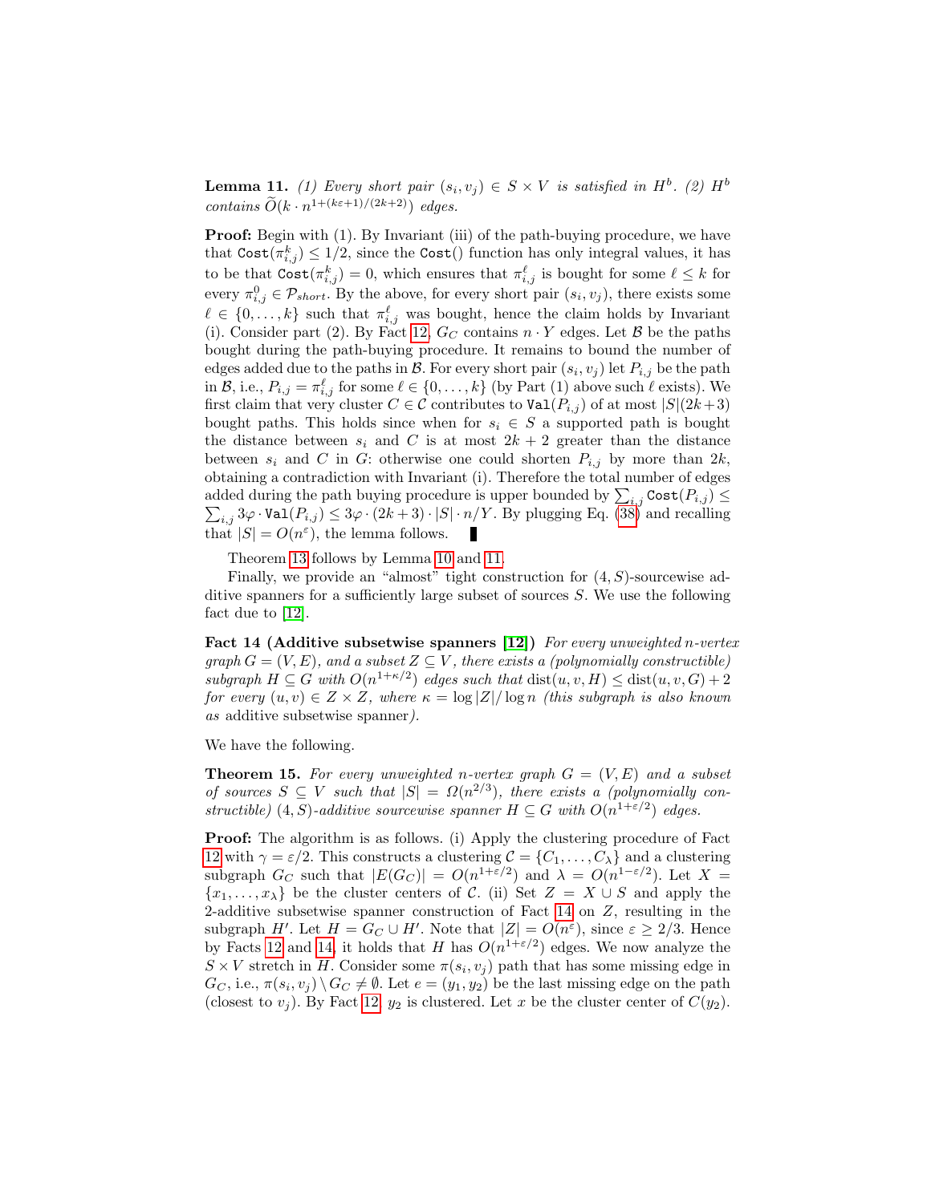**Lemma 11.** *(1) Every short pair $(s_i, v_j) \in S \times V$ is satisfied in $H^b$. (2) $H^b$ contains $\widetilde{O}(k \cdot n^{1+(k\varepsilon+1)/(2k+2)})$ edges.*

**Proof:** Begin with (1). By Invariant (iii) of the path-buying procedure, we have that $\texttt{Cost}(\pi^k_{i,j}) \leq 1/2$, since the $\texttt{Cost}()$ function has only integral values, it has to be that $\texttt{Cost}(\pi^k_{i,j}) = 0$, which ensures that $\pi^\ell_{i,j}$ is bought for some $\ell \leq k$ for every $\pi^0_{i,j} \in \mathcal{P}_{short}$. By the above, for every short pair $(s_i, v_j)$, there exists some $\ell \in \{0, \ldots, k\}$ such that $\pi^\ell_{i,j}$ was bought, hence the claim holds by Invariant (i). Consider part (2). By Fact 12, $G_C$ contains $n \cdot Y$ edges. Let $\mathcal{B}$ be the paths bought during the path-buying procedure. It remains to bound the number of edges added due to the paths in $\mathcal{B}$. For every short pair $(s_i, v_j)$ let $P_{i,j}$ be the path in $\mathcal{B}$, i.e., $P_{i,j} = \pi^\ell_{i,j}$ for some $\ell \in \{0, \ldots, k\}$ (by Part (1) above such $\ell$ exists). We first claim that very cluster $C \in \mathcal{C}$ contributes to $\texttt{Val}(P_{i,j})$ of at most $|S|(2k+3)$ bought paths. This holds since when for $s_i \in S$ a supported path is bought the distance between $s_i$ and $C$ is at most $2k+2$ greater than the distance between $s_i$ and $C$ in $G$: otherwise one could shorten $P_{i,j}$ by more than $2k$, obtaining a contradiction with Invariant (i). Therefore the total number of edges added during the path buying procedure is upper bounded by $\sum_{i,j} \texttt{Cost}(P_{i,j}) \leq \sum_{i,j} 3\varphi \cdot \texttt{Val}(P_{i,j}) \leq 3\varphi \cdot (2k+3) \cdot |S| \cdot n/Y$. By plugging Eq. (38) and recalling that $|S| = O(n^\varepsilon)$, the lemma follows. ∎

Theorem 13 follows by Lemma 10 and 11.

Finally, we provide an "almost" tight construction for $(4, S)$-sourcewise additive spanners for a sufficiently large subset of sources $S$. We use the following fact due to [12].

**Fact 14 (Additive subsetwise spanners [12])** *For every unweighted $n$-vertex graph $G = (V, E)$, and a subset $Z \subseteq V$, there exists a (polynomially constructible) subgraph $H \subseteq G$ with $O(n^{1+\kappa/2})$ edges such that $\text{dist}(u, v, H) \leq \text{dist}(u, v, G) + 2$ for every $(u, v) \in Z \times Z$, where $\kappa = \log |Z| / \log n$ (this subgraph is also known as* additive subsetwise spanner*).*

We have the following.

**Theorem 15.** *For every unweighted $n$-vertex graph $G = (V, E)$ and a subset of sources $S \subseteq V$ such that $|S| = \Omega(n^{2/3})$, there exists a (polynomially constructible) $(4, S)$-additive sourcewise spanner $H \subseteq G$ with $O(n^{1+\varepsilon/2})$ edges.*

**Proof:** The algorithm is as follows. (i) Apply the clustering procedure of Fact 12 with $\gamma = \varepsilon/2$. This constructs a clustering $\mathcal{C} = \{C_1, \ldots, C_\lambda\}$ and a clustering subgraph $G_C$ such that $|E(G_C)| = O(n^{1+\varepsilon/2})$ and $\lambda = O(n^{1-\varepsilon/2})$. Let $X = \{x_1, \ldots, x_\lambda\}$ be the cluster centers of $\mathcal{C}$. (ii) Set $Z = X \cup S$ and apply the 2-additive subsetwise spanner construction of Fact 14 on $Z$, resulting in the subgraph $H'$. Let $H = G_C \cup H'$. Note that $|Z| = O(n^\varepsilon)$, since $\varepsilon \geq 2/3$. Hence by Facts 12 and 14, it holds that $H$ has $O(n^{1+\varepsilon/2})$ edges. We now analyze the $S \times V$ stretch in $H$. Consider some $\pi(s_i, v_j)$ path that has some missing edge in $G_C$, i.e., $\pi(s_i, v_j) \setminus G_C \neq \emptyset$. Let $e = (y_1, y_2)$ be the last missing edge on the path (closest to $v_j$). By Fact 12, $y_2$ is clustered. Let $x$ be the cluster center of $C(y_2)$.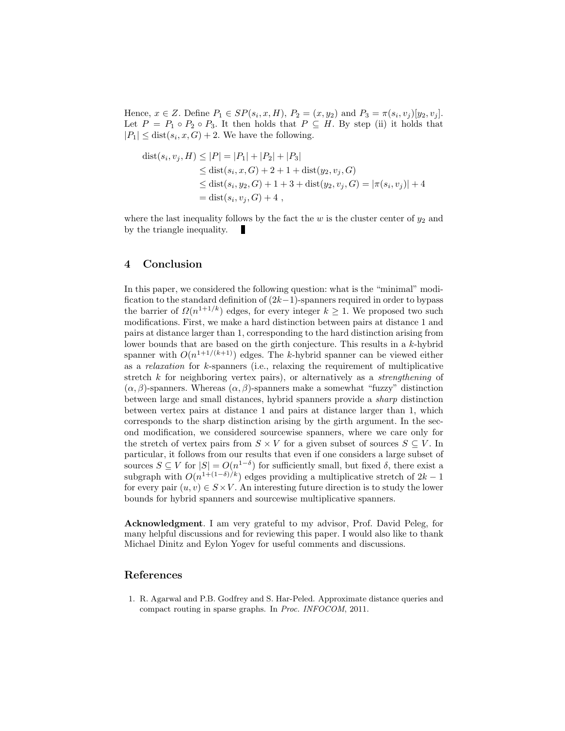Hence, $x \in Z$. Define $P_1 \in SP(s_i, x, H)$, $P_2 = (x, y_2)$ and $P_3 = \pi(s_i, v_j)[y_2, v_j]$. Let $P = P_1 \circ P_2 \circ P_3$. It then holds that $P \subseteq H$. By step (ii) it holds that $|P_1| \leq \text{dist}(s_i, x, G) + 2$. We have the following.

$$
\begin{aligned}
\text{dist}(s_i, v_j, H) &\leq |P| = |P_1| + |P_2| + |P_3| \\
&\leq \text{dist}(s_i, x, G) + 2 + 1 + \text{dist}(y_2, v_j, G) \\
&\leq \text{dist}(s_i, y_2, G) + 1 + 3 + \text{dist}(y_2, v_j, G) = |\pi(s_i, v_j)| + 4 \\
&= \text{dist}(s_i, v_j, G) + 4 \ ,
\end{aligned}
$$

where the last inequality follows by the fact the $w$ is the cluster center of $y_2$ and by the triangle inequality. ∎

## 4 Conclusion

In this paper, we considered the following question: what is the "minimal" modification to the standard definition of $(2k-1)$-spanners required in order to bypass the barrier of $\Omega(n^{1+1/k})$ edges, for every integer $k \geq 1$. We proposed two such modifications. First, we make a hard distinction between pairs at distance 1 and pairs at distance larger than 1, corresponding to the hard distinction arising from lower bounds that are based on the girth conjecture. This results in a $k$-hybrid spanner with $O(n^{1+1/(k+1)})$ edges. The $k$-hybrid spanner can be viewed either as a *relaxation* for $k$-spanners (i.e., relaxing the requirement of multiplicative stretch $k$ for neighboring vertex pairs), or alternatively as a *strengthening* of $(\alpha, \beta)$-spanners. Whereas $(\alpha, \beta)$-spanners make a somewhat "fuzzy" distinction between large and small distances, hybrid spanners provide a *sharp* distinction between vertex pairs at distance 1 and pairs at distance larger than 1, which corresponds to the sharp distinction arising by the girth argument. In the second modification, we considered sourcewise spanners, where we care only for the stretch of vertex pairs from $S \times V$ for a given subset of sources $S \subseteq V$. In particular, it follows from our results that even if one considers a large subset of sources $S \subseteq V$ for $|S| = O(n^{1-\delta})$ for sufficiently small, but fixed $\delta$, there exist a subgraph with $O(n^{1+(1-\delta)/k})$ edges providing a multiplicative stretch of $2k-1$ for every pair $(u, v) \in S \times V$. An interesting future direction is to study the lower bounds for hybrid spanners and sourcewise multiplicative spanners.

**Acknowledgment**. I am very grateful to my advisor, Prof. David Peleg, for many helpful discussions and for reviewing this paper. I would also like to thank Michael Dinitz and Eylon Yogev for useful comments and discussions.

## References

1. R. Agarwal and P.B. Godfrey and S. Har-Peled. Approximate distance queries and compact routing in sparse graphs. In *Proc. INFOCOM*, 2011.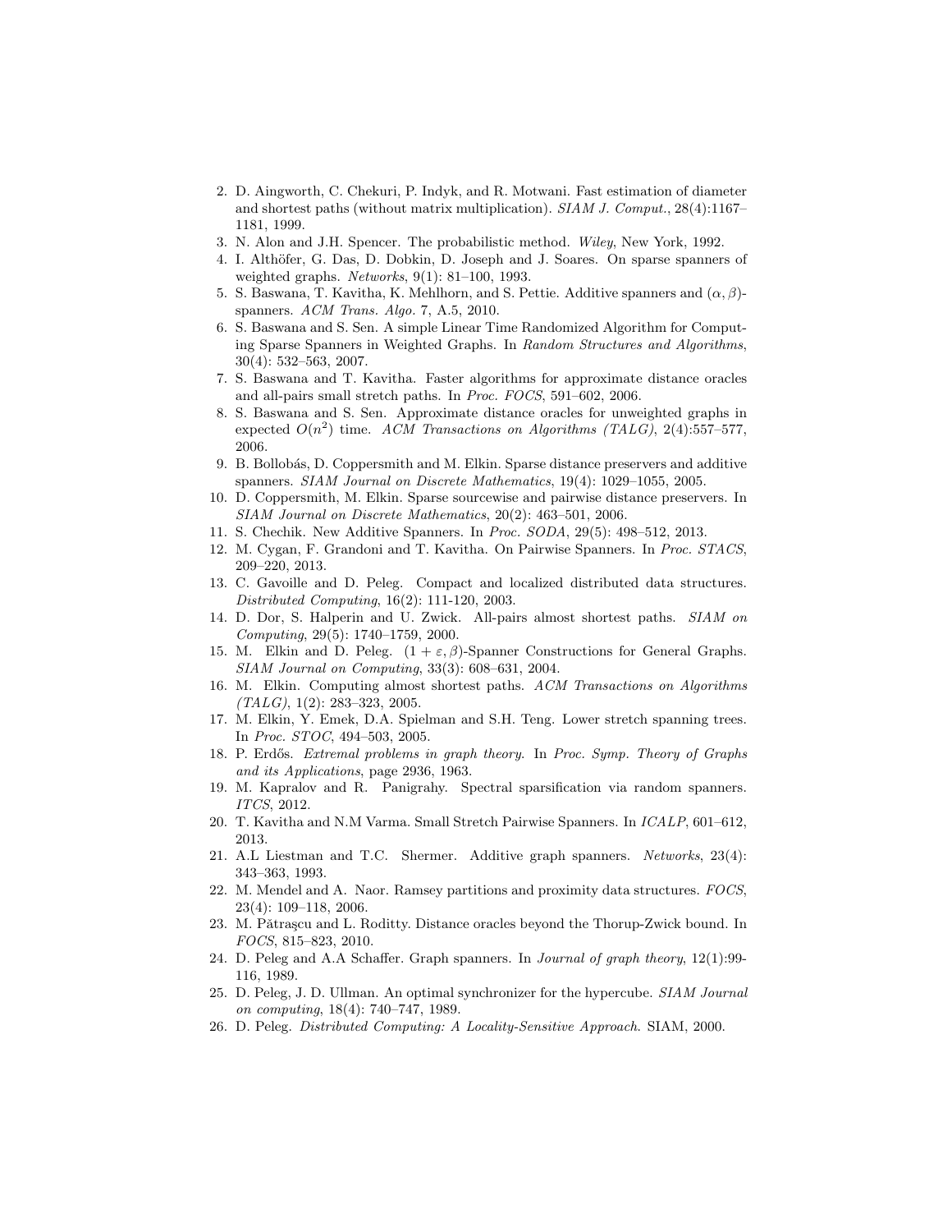2. D. Aingworth, C. Chekuri, P. Indyk, and R. Motwani. Fast estimation of diameter and shortest paths (without matrix multiplication). *SIAM J. Comput.*, 28(4):1167–1181, 1999.
3. N. Alon and J.H. Spencer. The probabilistic method. *Wiley*, New York, 1992.
4. I. Althöfer, G. Das, D. Dobkin, D. Joseph and J. Soares. On sparse spanners of weighted graphs. *Networks*, 9(1): 81–100, 1993.
5. S. Baswana, T. Kavitha, K. Mehlhorn, and S. Pettie. Additive spanners and $(\alpha, \beta)$-spanners. *ACM Trans. Algo.* 7, A.5, 2010.
6. S. Baswana and S. Sen. A simple Linear Time Randomized Algorithm for Computing Sparse Spanners in Weighted Graphs. In *Random Structures and Algorithms*, 30(4): 532–563, 2007.
7. S. Baswana and T. Kavitha. Faster algorithms for approximate distance oracles and all-pairs small stretch paths. In *Proc. FOCS*, 591–602, 2006.
8. S. Baswana and S. Sen. Approximate distance oracles for unweighted graphs in expected $O(n^2)$ time. *ACM Transactions on Algorithms (TALG)*, 2(4):557–577, 2006.
9. B. Bollobás, D. Coppersmith and M. Elkin. Sparse distance preservers and additive spanners. *SIAM Journal on Discrete Mathematics*, 19(4): 1029–1055, 2005.
10. D. Coppersmith, M. Elkin. Sparse sourcewise and pairwise distance preservers. In *SIAM Journal on Discrete Mathematics*, 20(2): 463–501, 2006.
11. S. Chechik. New Additive Spanners. In *Proc. SODA*, 29(5): 498–512, 2013.
12. M. Cygan, F. Grandoni and T. Kavitha. On Pairwise Spanners. In *Proc. STACS*, 209–220, 2013.
13. C. Gavoille and D. Peleg. Compact and localized distributed data structures. *Distributed Computing*, 16(2): 111-120, 2003.
14. D. Dor, S. Halperin and U. Zwick. All-pairs almost shortest paths. *SIAM on Computing*, 29(5): 1740–1759, 2000.
15. M. Elkin and D. Peleg. $(1 + \varepsilon, \beta)$-Spanner Constructions for General Graphs. *SIAM Journal on Computing*, 33(3): 608–631, 2004.
16. M. Elkin. Computing almost shortest paths. *ACM Transactions on Algorithms (TALG)*, 1(2): 283–323, 2005.
17. M. Elkin, Y. Emek, D.A. Spielman and S.H. Teng. Lower stretch spanning trees. In *Proc. STOC*, 494–503, 2005.
18. P. Erdős. *Extremal problems in graph theory.* In *Proc. Symp. Theory of Graphs and its Applications*, page 2936, 1963.
19. M. Kapralov and R. Panigrahy. Spectral sparsification via random spanners. *ITCS*, 2012.
20. T. Kavitha and N.M Varma. Small Stretch Pairwise Spanners. In *ICALP*, 601–612, 2013.
21. A.L Liestman and T.C. Shermer. Additive graph spanners. *Networks*, 23(4): 343–363, 1993.
22. M. Mendel and A. Naor. Ramsey partitions and proximity data structures. *FOCS*, 23(4): 109–118, 2006.
23. M. Pătraşcu and L. Roditty. Distance oracles beyond the Thorup-Zwick bound. In *FOCS*, 815–823, 2010.
24. D. Peleg and A.A Schaffer. Graph spanners. In *Journal of graph theory*, 12(1):99-116, 1989.
25. D. Peleg, J. D. Ullman. An optimal synchronizer for the hypercube. *SIAM Journal on computing*, 18(4): 740–747, 1989.
26. D. Peleg. *Distributed Computing: A Locality-Sensitive Approach.* SIAM, 2000.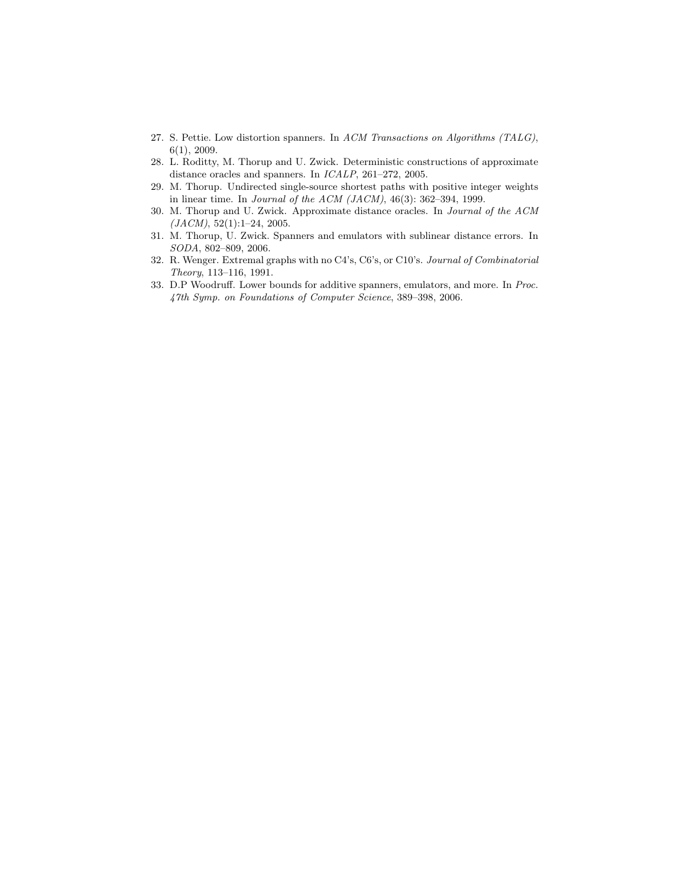27. S. Pettie. Low distortion spanners. In *ACM Transactions on Algorithms (TALG)*, 6(1), 2009.
28. L. Roditty, M. Thorup and U. Zwick. Deterministic constructions of approximate distance oracles and spanners. In *ICALP*, 261–272, 2005.
29. M. Thorup. Undirected single-source shortest paths with positive integer weights in linear time. In *Journal of the ACM (JACM)*, 46(3): 362–394, 1999.
30. M. Thorup and U. Zwick. Approximate distance oracles. In *Journal of the ACM (JACM)*, 52(1):1–24, 2005.
31. M. Thorup, U. Zwick. Spanners and emulators with sublinear distance errors. In *SODA*, 802–809, 2006.
32. R. Wenger. Extremal graphs with no C4's, C6's, or C10's. *Journal of Combinatorial Theory*, 113–116, 1991.
33. D.P Woodruff. Lower bounds for additive spanners, emulators, and more. In *Proc. 47th Symp. on Foundations of Computer Science*, 389–398, 2006.